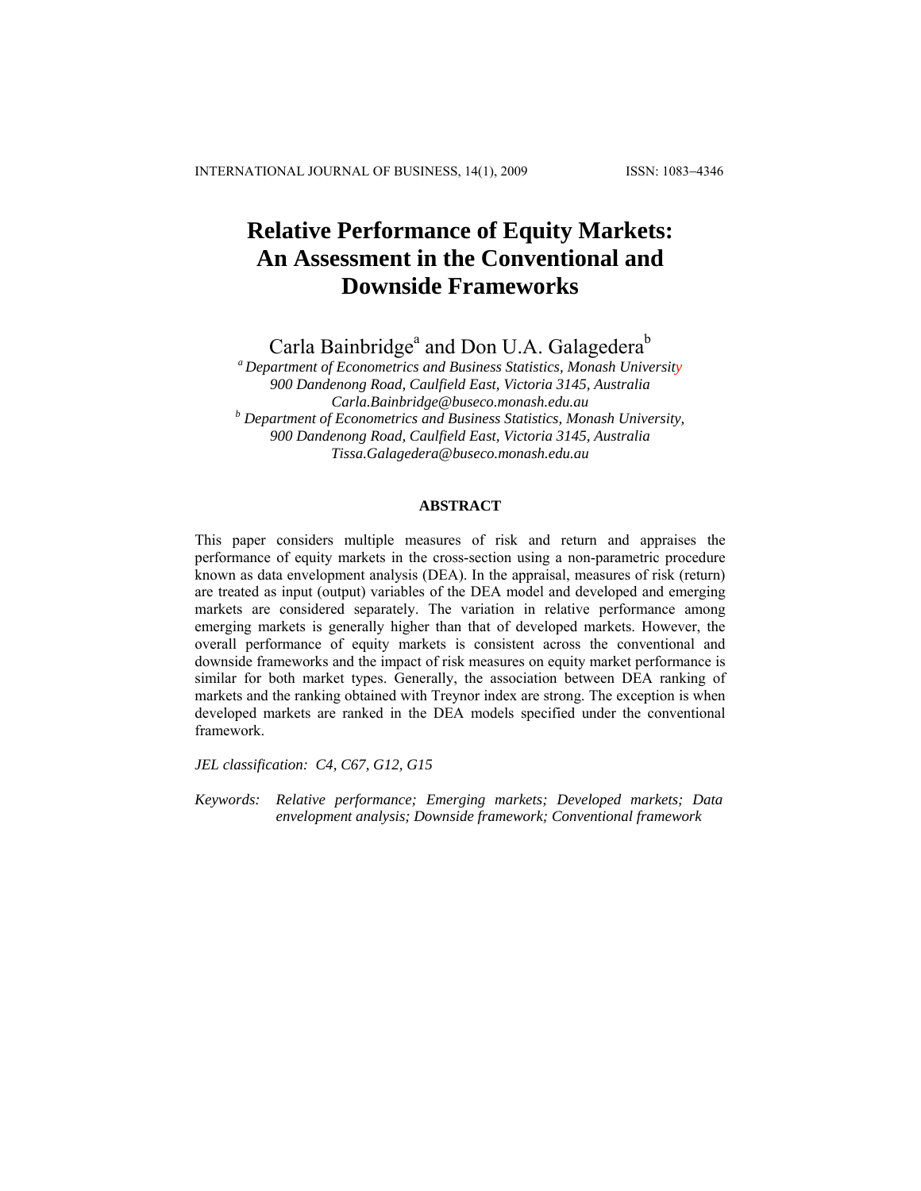# Relative Performance of Equity Markets: An Assessment in the Conventional and Downside Frameworks

Carla Bainbridge[a] and Don U.A. Galagedera[b]

[a] *Department of Econometrics and Business Statistics, Monash University*
*900 Dandenong Road, Caulfield East, Victoria 3145, Australia*
*Carla.Bainbridge@buseco.monash.edu.au*

[b] *Department of Econometrics and Business Statistics, Monash University,*
*900 Dandenong Road, Caulfield East, Victoria 3145, Australia*
*Tissa.Galagedera@buseco.monash.edu.au*

## ABSTRACT

This paper considers multiple measures of risk and return and appraises the performance of equity markets in the cross-section using a non-parametric procedure known as data envelopment analysis (DEA). In the appraisal, measures of risk (return) are treated as input (output) variables of the DEA model and developed and emerging markets are considered separately. The variation in relative performance among emerging markets is generally higher than that of developed markets. However, the overall performance of equity markets is consistent across the conventional and downside frameworks and the impact of risk measures on equity market performance is similar for both market types. Generally, the association between DEA ranking of markets and the ranking obtained with Treynor index are strong. The exception is when developed markets are ranked in the DEA models specified under the conventional framework.

*JEL classification: C4, C67, G12, G15*

*Keywords: Relative performance; Emerging markets; Developed markets; Data envelopment analysis; Downside framework; Conventional framework*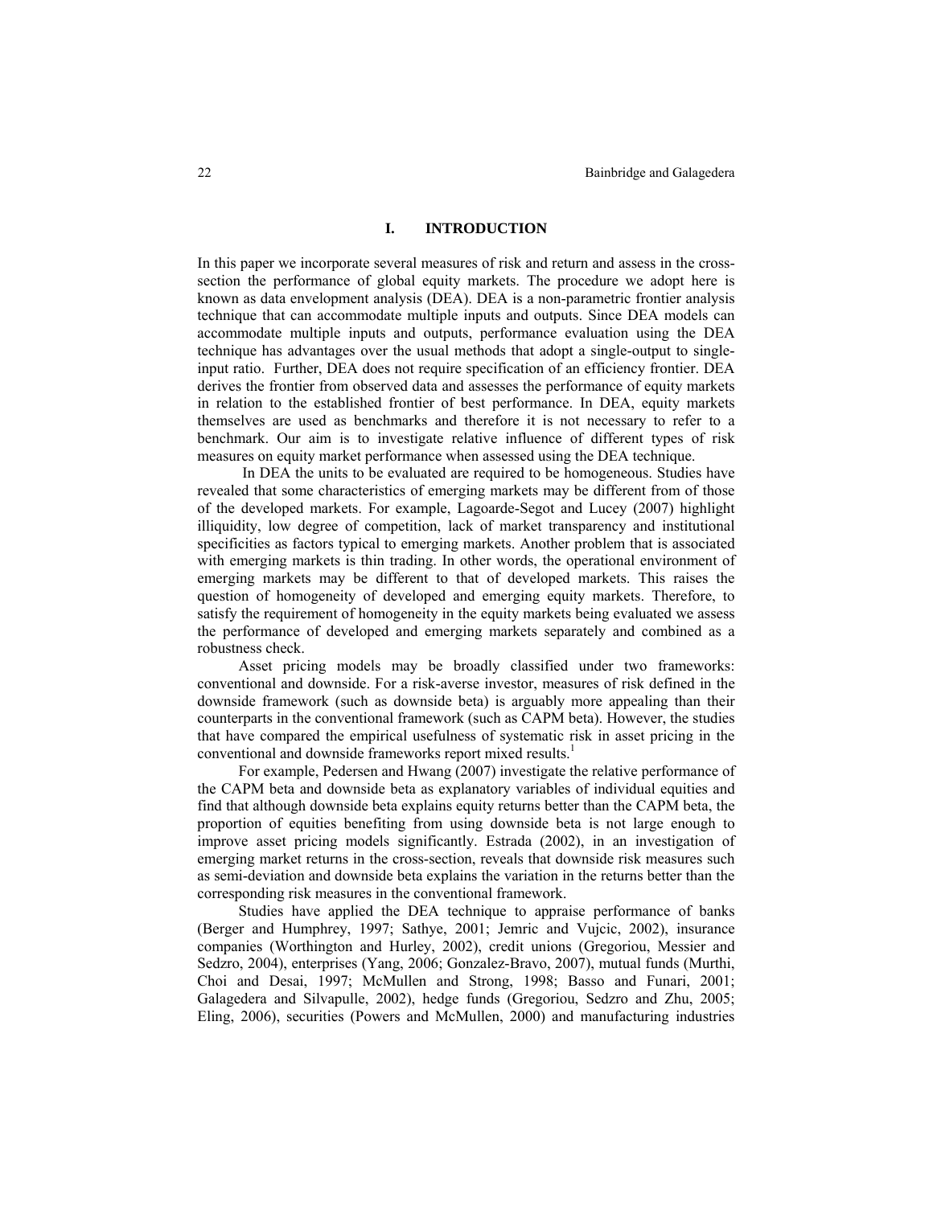## I. INTRODUCTION

In this paper we incorporate several measures of risk and return and assess in the cross-section the performance of global equity markets. The procedure we adopt here is known as data envelopment analysis (DEA). DEA is a non-parametric frontier analysis technique that can accommodate multiple inputs and outputs. Since DEA models can accommodate multiple inputs and outputs, performance evaluation using the DEA technique has advantages over the usual methods that adopt a single-output to single-input ratio. Further, DEA does not require specification of an efficiency frontier. DEA derives the frontier from observed data and assesses the performance of equity markets in relation to the established frontier of best performance. In DEA, equity markets themselves are used as benchmarks and therefore it is not necessary to refer to a benchmark. Our aim is to investigate relative influence of different types of risk measures on equity market performance when assessed using the DEA technique.

In DEA the units to be evaluated are required to be homogeneous. Studies have revealed that some characteristics of emerging markets may be different from of those of the developed markets. For example, Lagoarde-Segot and Lucey (2007) highlight illiquidity, low degree of competition, lack of market transparency and institutional specificities as factors typical to emerging markets. Another problem that is associated with emerging markets is thin trading. In other words, the operational environment of emerging markets may be different to that of developed markets. This raises the question of homogeneity of developed and emerging equity markets. Therefore, to satisfy the requirement of homogeneity in the equity markets being evaluated we assess the performance of developed and emerging markets separately and combined as a robustness check.

Asset pricing models may be broadly classified under two frameworks: conventional and downside. For a risk-averse investor, measures of risk defined in the downside framework (such as downside beta) is arguably more appealing than their counterparts in the conventional framework (such as CAPM beta). However, the studies that have compared the empirical usefulness of systematic risk in asset pricing in the conventional and downside frameworks report mixed results.[1]

For example, Pedersen and Hwang (2007) investigate the relative performance of the CAPM beta and downside beta as explanatory variables of individual equities and find that although downside beta explains equity returns better than the CAPM beta, the proportion of equities benefiting from using downside beta is not large enough to improve asset pricing models significantly. Estrada (2002), in an investigation of emerging market returns in the cross-section, reveals that downside risk measures such as semi-deviation and downside beta explains the variation in the returns better than the corresponding risk measures in the conventional framework.

Studies have applied the DEA technique to appraise performance of banks (Berger and Humphrey, 1997; Sathye, 2001; Jemric and Vujcic, 2002), insurance companies (Worthington and Hurley, 2002), credit unions (Gregoriou, Messier and Sedzro, 2004), enterprises (Yang, 2006; Gonzalez-Bravo, 2007), mutual funds (Murthi, Choi and Desai, 1997; McMullen and Strong, 1998; Basso and Funari, 2001; Galagedera and Silvapulle, 2002), hedge funds (Gregoriou, Sedzro and Zhu, 2005; Eling, 2006), securities (Powers and McMullen, 2000) and manufacturing industries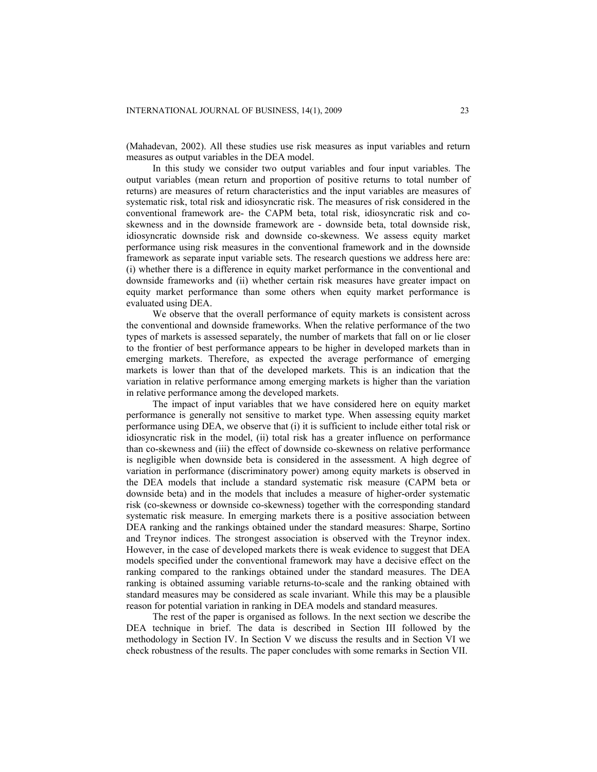(Mahadevan, 2002). All these studies use risk measures as input variables and return measures as output variables in the DEA model.

In this study we consider two output variables and four input variables. The output variables (mean return and proportion of positive returns to total number of returns) are measures of return characteristics and the input variables are measures of systematic risk, total risk and idiosyncratic risk. The measures of risk considered in the conventional framework are- the CAPM beta, total risk, idiosyncratic risk and co-skewness and in the downside framework are - downside beta, total downside risk, idiosyncratic downside risk and downside co-skewness. We assess equity market performance using risk measures in the conventional framework and in the downside framework as separate input variable sets. The research questions we address here are: (i) whether there is a difference in equity market performance in the conventional and downside frameworks and (ii) whether certain risk measures have greater impact on equity market performance than some others when equity market performance is evaluated using DEA.

We observe that the overall performance of equity markets is consistent across the conventional and downside frameworks. When the relative performance of the two types of markets is assessed separately, the number of markets that fall on or lie closer to the frontier of best performance appears to be higher in developed markets than in emerging markets. Therefore, as expected the average performance of emerging markets is lower than that of the developed markets. This is an indication that the variation in relative performance among emerging markets is higher than the variation in relative performance among the developed markets.

The impact of input variables that we have considered here on equity market performance is generally not sensitive to market type. When assessing equity market performance using DEA, we observe that (i) it is sufficient to include either total risk or idiosyncratic risk in the model, (ii) total risk has a greater influence on performance than co-skewness and (iii) the effect of downside co-skewness on relative performance is negligible when downside beta is considered in the assessment. A high degree of variation in performance (discriminatory power) among equity markets is observed in the DEA models that include a standard systematic risk measure (CAPM beta or downside beta) and in the models that includes a measure of higher-order systematic risk (co-skewness or downside co-skewness) together with the corresponding standard systematic risk measure. In emerging markets there is a positive association between DEA ranking and the rankings obtained under the standard measures: Sharpe, Sortino and Treynor indices. The strongest association is observed with the Treynor index. However, in the case of developed markets there is weak evidence to suggest that DEA models specified under the conventional framework may have a decisive effect on the ranking compared to the rankings obtained under the standard measures. The DEA ranking is obtained assuming variable returns-to-scale and the ranking obtained with standard measures may be considered as scale invariant. While this may be a plausible reason for potential variation in ranking in DEA models and standard measures.

The rest of the paper is organised as follows. In the next section we describe the DEA technique in brief. The data is described in Section III followed by the methodology in Section IV. In Section V we discuss the results and in Section VI we check robustness of the results. The paper concludes with some remarks in Section VII.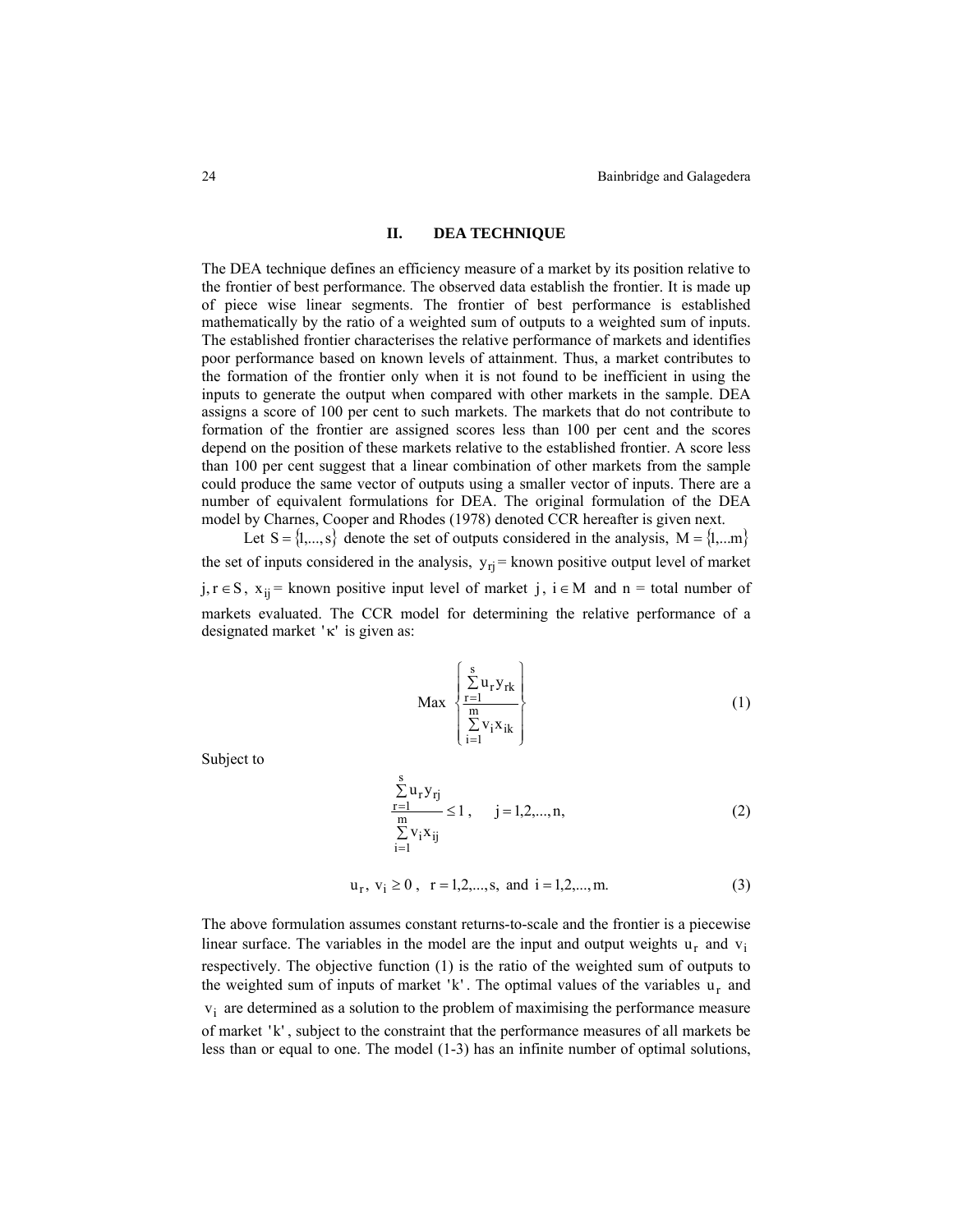## II. DEA TECHNIQUE

The DEA technique defines an efficiency measure of a market by its position relative to the frontier of best performance. The observed data establish the frontier. It is made up of piece wise linear segments. The frontier of best performance is established mathematically by the ratio of a weighted sum of outputs to a weighted sum of inputs. The established frontier characterises the relative performance of markets and identifies poor performance based on known levels of attainment. Thus, a market contributes to the formation of the frontier only when it is not found to be inefficient in using the inputs to generate the output when compared with other markets in the sample. DEA assigns a score of 100 per cent to such markets. The markets that do not contribute to formation of the frontier are assigned scores less than 100 per cent and the scores depend on the position of these markets relative to the established frontier. A score less than 100 per cent suggest that a linear combination of other markets from the sample could produce the same vector of outputs using a smaller vector of inputs. There are a number of equivalent formulations for DEA. The original formulation of the DEA model by Charnes, Cooper and Rhodes (1978) denoted CCR hereafter is given next.

Let $S = \{1,...,s\}$ denote the set of outputs considered in the analysis, $M = \{1,...m\}$ the set of inputs considered in the analysis, $y_{rj}$ = known positive output level of market $j, r \in S$, $x_{ij}$ = known positive input level of market $j$, $i \in M$ and n = total number of markets evaluated. The CCR model for determining the relative performance of a designated market $'\kappa'$ is given as:

$$\text{Max} \left\{ \frac{\sum_{r=1}^{s} u_r y_{rk}}{\sum_{i=1}^{m} v_i x_{ik}} \right\} \tag{1}$$

Subject to

$$\frac{\sum_{r=1}^{s} u_r y_{rj}}{\sum_{i=1}^{m} v_i x_{ij}} \leq 1, \quad j = 1,2,...,n, \tag{2}$$

$$u_r,\ v_i \geq 0, \quad r = 1,2,...,s, \text{ and } i = 1,2,...,m. \tag{3}$$

The above formulation assumes constant returns-to-scale and the frontier is a piecewise linear surface. The variables in the model are the input and output weights $u_r$ and $v_i$ respectively. The objective function (1) is the ratio of the weighted sum of outputs to the weighted sum of inputs of market $'k'$. The optimal values of the variables $u_r$ and $v_i$ are determined as a solution to the problem of maximising the performance measure of market $'k'$, subject to the constraint that the performance measures of all markets be less than or equal to one. The model (1-3) has an infinite number of optimal solutions,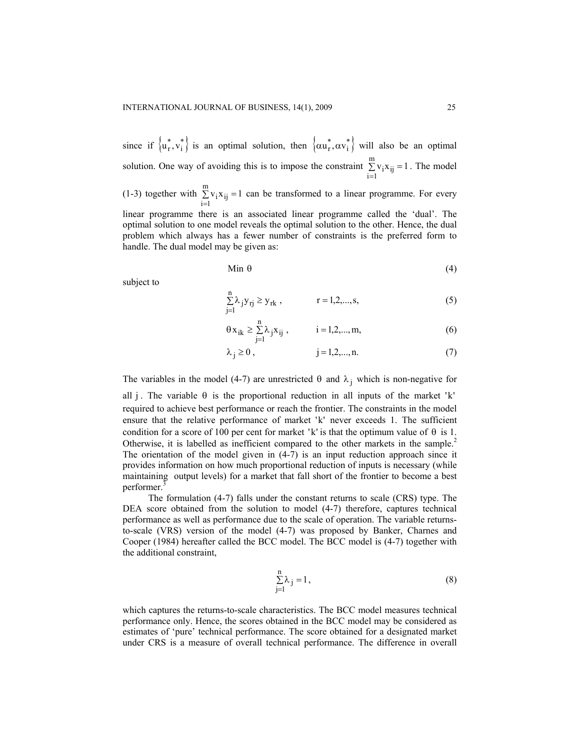since if $\left\{u_r^*, v_i^*\right\}$ is an optimal solution, then $\left\{\alpha u_r^*, \alpha v_i^*\right\}$ will also be an optimal solution. One way of avoiding this is to impose the constraint $\sum_{i=1}^{m} v_i x_{ij} = 1$. The model (1-3) together with $\sum_{i=1}^{m} v_i x_{ij} = 1$ can be transformed to a linear programme. For every linear programme there is an associated linear programme called the 'dual'. The optimal solution to one model reveals the optimal solution to the other. Hence, the dual problem which always has a fewer number of constraints is the preferred form to handle. The dual model may be given as:

$$\text{Min } \theta \tag{4}$$

subject to

$$\sum_{j=1}^{n} \lambda_j y_{rj} \geq y_{rk}, \qquad r = 1,2,...,s, \tag{5}$$

$$\theta x_{ik} \geq \sum_{j=1}^{n} \lambda_j x_{ij}, \qquad i = 1,2,...,m, \tag{6}$$

$$\lambda_j \geq 0, \qquad j = 1,2,...,n. \tag{7}$$

The variables in the model (4-7) are unrestricted $\theta$ and $\lambda_j$ which is non-negative for all $j$. The variable $\theta$ is the proportional reduction in all inputs of the market 'k' required to achieve best performance or reach the frontier. The constraints in the model ensure that the relative performance of market 'k' never exceeds 1. The sufficient condition for a score of 100 per cent for market 'k' is that the optimum value of $\theta$ is 1. Otherwise, it is labelled as inefficient compared to the other markets in the sample.[2] The orientation of the model given in (4-7) is an input reduction approach since it provides information on how much proportional reduction of inputs is necessary (while maintaining output levels) for a market that fall short of the frontier to become a best performer.[3]

The formulation (4-7) falls under the constant returns to scale (CRS) type. The DEA score obtained from the solution to model (4-7) therefore, captures technical performance as well as performance due to the scale of operation. The variable returns-to-scale (VRS) version of the model (4-7) was proposed by Banker, Charnes and Cooper (1984) hereafter called the BCC model. The BCC model is (4-7) together with the additional constraint,

$$\sum_{j=1}^{n} \lambda_j = 1, \tag{8}$$

which captures the returns-to-scale characteristics. The BCC model measures technical performance only. Hence, the scores obtained in the BCC model may be considered as estimates of 'pure' technical performance. The score obtained for a designated market under CRS is a measure of overall technical performance. The difference in overall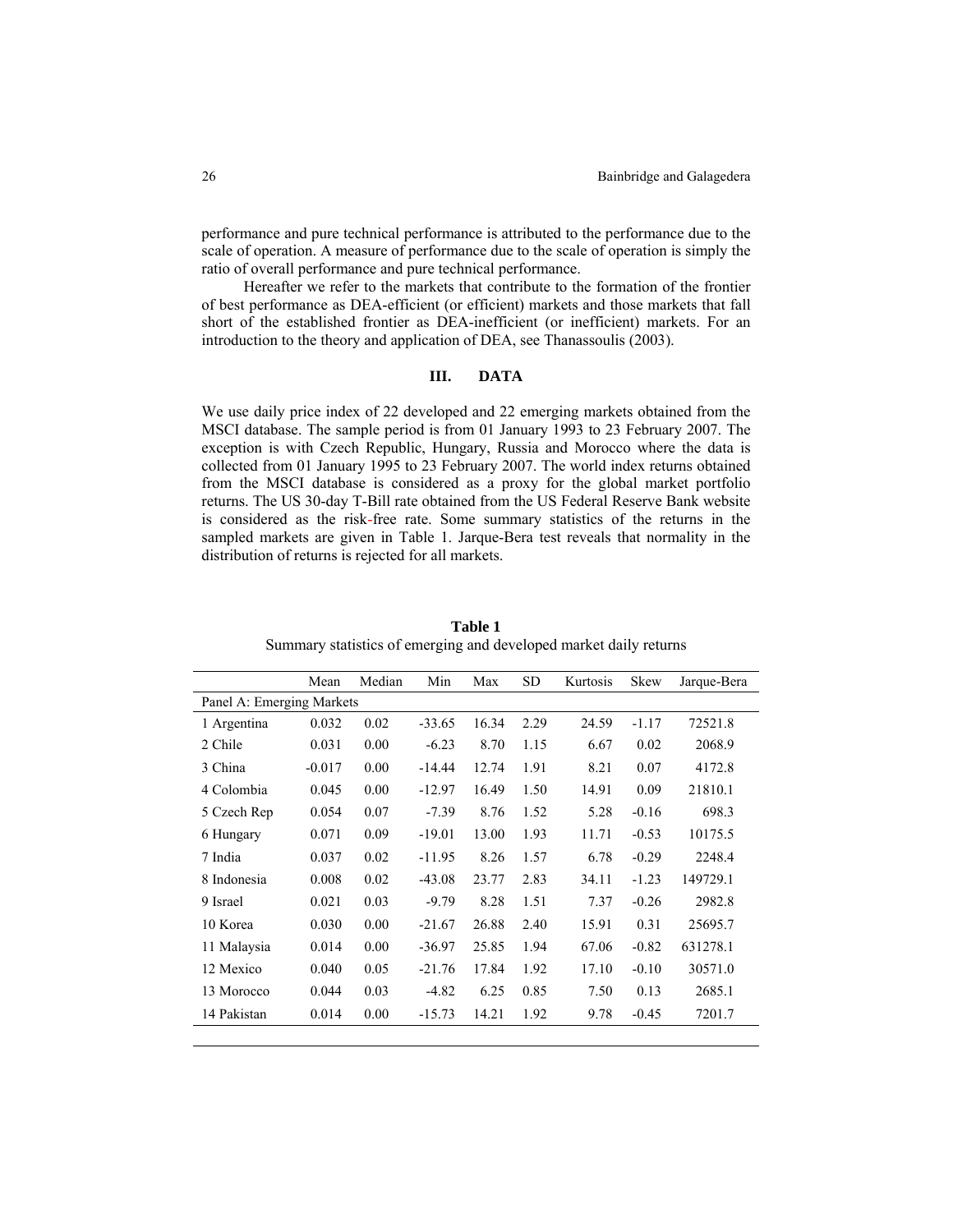performance and pure technical performance is attributed to the performance due to the scale of operation. A measure of performance due to the scale of operation is simply the ratio of overall performance and pure technical performance.

Hereafter we refer to the markets that contribute to the formation of the frontier of best performance as DEA-efficient (or efficient) markets and those markets that fall short of the established frontier as DEA-inefficient (or inefficient) markets. For an introduction to the theory and application of DEA, see Thanassoulis (2003).

## III. DATA

We use daily price index of 22 developed and 22 emerging markets obtained from the MSCI database. The sample period is from 01 January 1993 to 23 February 2007. The exception is with Czech Republic, Hungary, Russia and Morocco where the data is collected from 01 January 1995 to 23 February 2007. The world index returns obtained from the MSCI database is considered as a proxy for the global market portfolio returns. The US 30-day T-Bill rate obtained from the US Federal Reserve Bank website is considered as the risk-free rate. Some summary statistics of the returns in the sampled markets are given in Table 1. Jarque-Bera test reveals that normality in the distribution of returns is rejected for all markets.

**Table 1**
Summary statistics of emerging and developed market daily returns

| | Mean | Median | Min | Max | SD | Kurtosis | Skew | Jarque-Bera |
|---|---|---|---|---|---|---|---|---|
| Panel A: Emerging Markets | | | | | | | | |
| 1 Argentina | 0.032 | 0.02 | -33.65 | 16.34 | 2.29 | 24.59 | -1.17 | 72521.8 |
| 2 Chile | 0.031 | 0.00 | -6.23 | 8.70 | 1.15 | 6.67 | 0.02 | 2068.9 |
| 3 China | -0.017 | 0.00 | -14.44 | 12.74 | 1.91 | 8.21 | 0.07 | 4172.8 |
| 4 Colombia | 0.045 | 0.00 | -12.97 | 16.49 | 1.50 | 14.91 | 0.09 | 21810.1 |
| 5 Czech Rep | 0.054 | 0.07 | -7.39 | 8.76 | 1.52 | 5.28 | -0.16 | 698.3 |
| 6 Hungary | 0.071 | 0.09 | -19.01 | 13.00 | 1.93 | 11.71 | -0.53 | 10175.5 |
| 7 India | 0.037 | 0.02 | -11.95 | 8.26 | 1.57 | 6.78 | -0.29 | 2248.4 |
| 8 Indonesia | 0.008 | 0.02 | -43.08 | 23.77 | 2.83 | 34.11 | -1.23 | 149729.1 |
| 9 Israel | 0.021 | 0.03 | -9.79 | 8.28 | 1.51 | 7.37 | -0.26 | 2982.8 |
| 10 Korea | 0.030 | 0.00 | -21.67 | 26.88 | 2.40 | 15.91 | 0.31 | 25695.7 |
| 11 Malaysia | 0.014 | 0.00 | -36.97 | 25.85 | 1.94 | 67.06 | -0.82 | 631278.1 |
| 12 Mexico | 0.040 | 0.05 | -21.76 | 17.84 | 1.92 | 17.10 | -0.10 | 30571.0 |
| 13 Morocco | 0.044 | 0.03 | -4.82 | 6.25 | 0.85 | 7.50 | 0.13 | 2685.1 |
| 14 Pakistan | 0.014 | 0.00 | -15.73 | 14.21 | 1.92 | 9.78 | -0.45 | 7201.7 |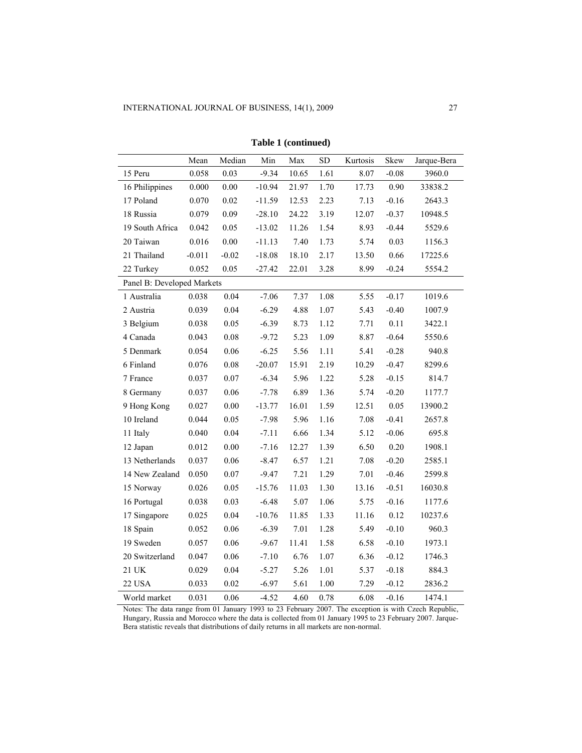**Table 1 (continued)**

| | Mean | Median | Min | Max | SD | Kurtosis | Skew | Jarque-Bera |
|---|---|---|---|---|---|---|---|---|
| 15 Peru | 0.058 | 0.03 | -9.34 | 10.65 | 1.61 | 8.07 | -0.08 | 3960.0 |
| 16 Philippines | 0.000 | 0.00 | -10.94 | 21.97 | 1.70 | 17.73 | 0.90 | 33838.2 |
| 17 Poland | 0.070 | 0.02 | -11.59 | 12.53 | 2.23 | 7.13 | -0.16 | 2643.3 |
| 18 Russia | 0.079 | 0.09 | -28.10 | 24.22 | 3.19 | 12.07 | -0.37 | 10948.5 |
| 19 South Africa | 0.042 | 0.05 | -13.02 | 11.26 | 1.54 | 8.93 | -0.44 | 5529.6 |
| 20 Taiwan | 0.016 | 0.00 | -11.13 | 7.40 | 1.73 | 5.74 | 0.03 | 1156.3 |
| 21 Thailand | -0.011 | -0.02 | -18.08 | 18.10 | 2.17 | 13.50 | 0.66 | 17225.6 |
| 22 Turkey | 0.052 | 0.05 | -27.42 | 22.01 | 3.28 | 8.99 | -0.24 | 5554.2 |
| Panel B: Developed Markets | | | | | | | | |
| 1 Australia | 0.038 | 0.04 | -7.06 | 7.37 | 1.08 | 5.55 | -0.17 | 1019.6 |
| 2 Austria | 0.039 | 0.04 | -6.29 | 4.88 | 1.07 | 5.43 | -0.40 | 1007.9 |
| 3 Belgium | 0.038 | 0.05 | -6.39 | 8.73 | 1.12 | 7.71 | 0.11 | 3422.1 |
| 4 Canada | 0.043 | 0.08 | -9.72 | 5.23 | 1.09 | 8.87 | -0.64 | 5550.6 |
| 5 Denmark | 0.054 | 0.06 | -6.25 | 5.56 | 1.11 | 5.41 | -0.28 | 940.8 |
| 6 Finland | 0.076 | 0.08 | -20.07 | 15.91 | 2.19 | 10.29 | -0.47 | 8299.6 |
| 7 France | 0.037 | 0.07 | -6.34 | 5.96 | 1.22 | 5.28 | -0.15 | 814.7 |
| 8 Germany | 0.037 | 0.06 | -7.78 | 6.89 | 1.36 | 5.74 | -0.20 | 1177.7 |
| 9 Hong Kong | 0.027 | 0.00 | -13.77 | 16.01 | 1.59 | 12.51 | 0.05 | 13900.2 |
| 10 Ireland | 0.044 | 0.05 | -7.98 | 5.96 | 1.16 | 7.08 | -0.41 | 2657.8 |
| 11 Italy | 0.040 | 0.04 | -7.11 | 6.66 | 1.34 | 5.12 | -0.06 | 695.8 |
| 12 Japan | 0.012 | 0.00 | -7.16 | 12.27 | 1.39 | 6.50 | 0.20 | 1908.1 |
| 13 Netherlands | 0.037 | 0.06 | -8.47 | 6.57 | 1.21 | 7.08 | -0.20 | 2585.1 |
| 14 New Zealand | 0.050 | 0.07 | -9.47 | 7.21 | 1.29 | 7.01 | -0.46 | 2599.8 |
| 15 Norway | 0.026 | 0.05 | -15.76 | 11.03 | 1.30 | 13.16 | -0.51 | 16030.8 |
| 16 Portugal | 0.038 | 0.03 | -6.48 | 5.07 | 1.06 | 5.75 | -0.16 | 1177.6 |
| 17 Singapore | 0.025 | 0.04 | -10.76 | 11.85 | 1.33 | 11.16 | 0.12 | 10237.6 |
| 18 Spain | 0.052 | 0.06 | -6.39 | 7.01 | 1.28 | 5.49 | -0.10 | 960.3 |
| 19 Sweden | 0.057 | 0.06 | -9.67 | 11.41 | 1.58 | 6.58 | -0.10 | 1973.1 |
| 20 Switzerland | 0.047 | 0.06 | -7.10 | 6.76 | 1.07 | 6.36 | -0.12 | 1746.3 |
| 21 UK | 0.029 | 0.04 | -5.27 | 5.26 | 1.01 | 5.37 | -0.18 | 884.3 |
| 22 USA | 0.033 | 0.02 | -6.97 | 5.61 | 1.00 | 7.29 | -0.12 | 2836.2 |
| World market | 0.031 | 0.06 | -4.52 | 4.60 | 0.78 | 6.08 | -0.16 | 1474.1 |

Notes: The data range from 01 January 1993 to 23 February 2007. The exception is with Czech Republic, Hungary, Russia and Morocco where the data is collected from 01 January 1995 to 23 February 2007. Jarque-Bera statistic reveals that distributions of daily returns in all markets are non-normal.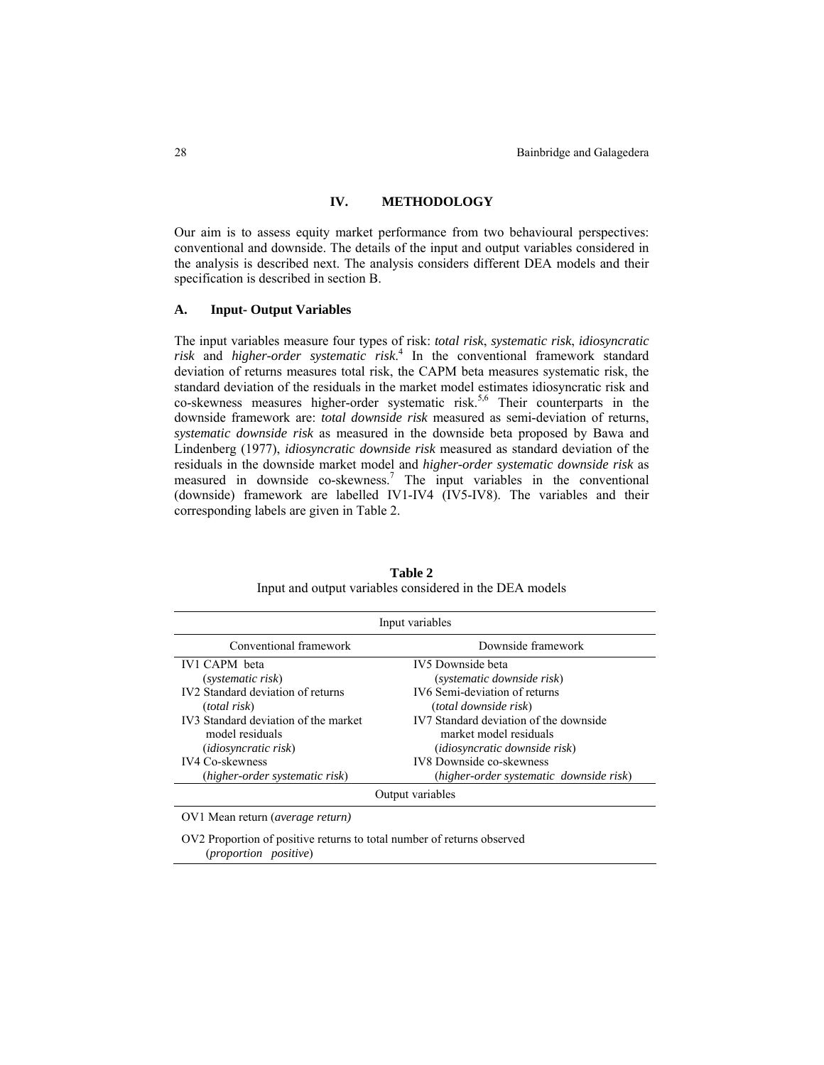## IV. METHODOLOGY

Our aim is to assess equity market performance from two behavioural perspectives: conventional and downside. The details of the input and output variables considered in the analysis is described next. The analysis considers different DEA models and their specification is described in section B.

### A. Input- Output Variables

The input variables measure four types of risk: *total risk*, *systematic risk*, *idiosyncratic risk* and *higher-order systematic risk*.[4] In the conventional framework standard deviation of returns measures total risk, the CAPM beta measures systematic risk, the standard deviation of the residuals in the market model estimates idiosyncratic risk and co-skewness measures higher-order systematic risk.[5,6] Their counterparts in the downside framework are: *total downside risk* measured as semi-deviation of returns, *systematic downside risk* as measured in the downside beta proposed by Bawa and Lindenberg (1977), *idiosyncratic downside risk* measured as standard deviation of the residuals in the downside market model and *higher-order systematic downside risk* as measured in downside co-skewness.[7] The input variables in the conventional (downside) framework are labelled IV1-IV4 (IV5-IV8). The variables and their corresponding labels are given in Table 2.

**Table 2**
Input and output variables considered in the DEA models

| Input variables | |
|---|---|
| Conventional framework | Downside framework |
| IV1 CAPM beta (*systematic risk*) | IV5 Downside beta (*systematic downside risk*) |
| IV2 Standard deviation of returns (*total risk*) | IV6 Semi-deviation of returns (*total downside risk*) |
| IV3 Standard deviation of the market model residuals (*idiosyncratic risk*) | IV7 Standard deviation of the downside market model residuals (*idiosyncratic downside risk*) |
| IV4 Co-skewness (*higher-order systematic risk*) | IV8 Downside co-skewness (*higher-order systematic downside risk*) |
| **Output variables** | |
| OV1 Mean return (*average return)* | |
| OV2 Proportion of positive returns to total number of returns observed (*proportion positive*) | |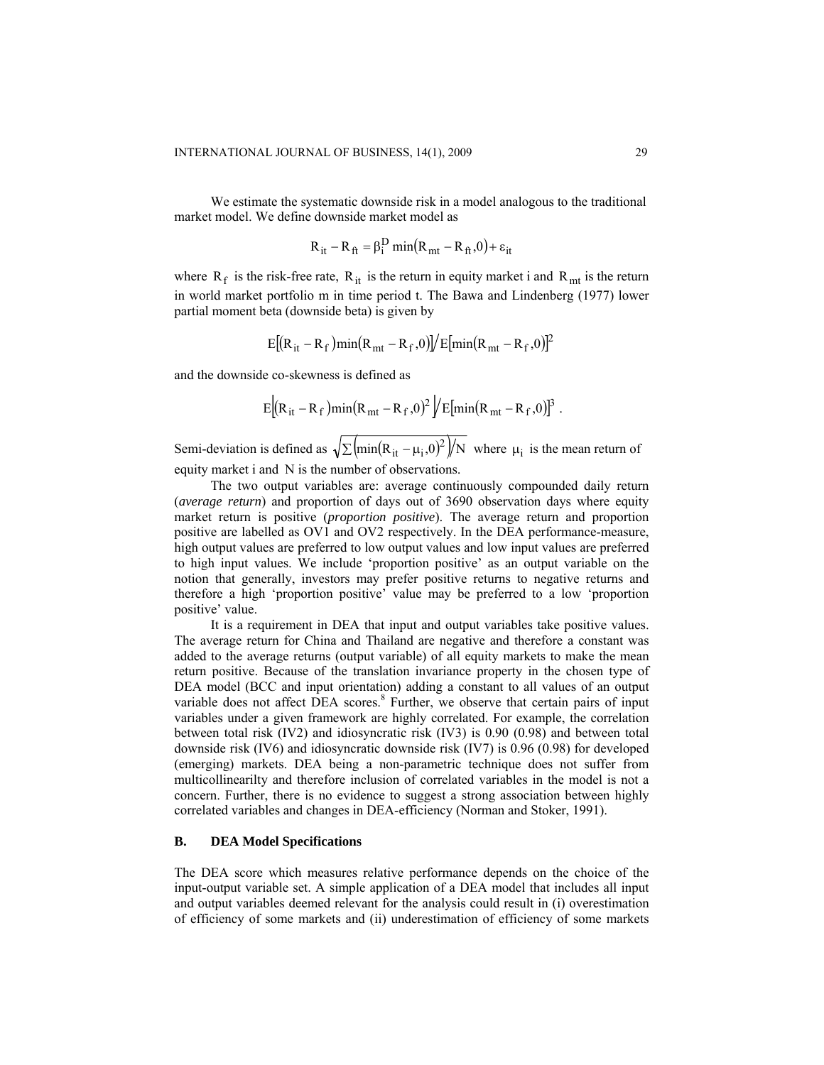We estimate the systematic downside risk in a model analogous to the traditional market model. We define downside market model as

$$R_{it} - R_{ft} = \beta_i^D \min(R_{mt} - R_{ft}, 0) + \varepsilon_{it}$$

where $R_f$ is the risk-free rate, $R_{it}$ is the return in equity market i and $R_{mt}$ is the return in world market portfolio m in time period t. The Bawa and Lindenberg (1977) lower partial moment beta (downside beta) is given by

$$E[(R_{it} - R_f)\min(R_{mt} - R_f, 0)] / E[\min(R_{mt} - R_f, 0)]^2$$

and the downside co-skewness is defined as

$$E\left[(R_{it} - R_f)\min(R_{mt} - R_f, 0)^2\right] / E[\min(R_{mt} - R_f, 0)]^3 .$$

Semi-deviation is defined as $\sqrt{\sum\left(\min(R_{it} - \mu_i, 0)^2\right)/N}$ where $\mu_i$ is the mean return of equity market i and N is the number of observations.

The two output variables are: average continuously compounded daily return (*average return*) and proportion of days out of 3690 observation days where equity market return is positive (*proportion positive*). The average return and proportion positive are labelled as OV1 and OV2 respectively. In the DEA performance-measure, high output values are preferred to low output values and low input values are preferred to high input values. We include 'proportion positive' as an output variable on the notion that generally, investors may prefer positive returns to negative returns and therefore a high 'proportion positive' value may be preferred to a low 'proportion positive' value.

It is a requirement in DEA that input and output variables take positive values. The average return for China and Thailand are negative and therefore a constant was added to the average returns (output variable) of all equity markets to make the mean return positive. Because of the translation invariance property in the chosen type of DEA model (BCC and input orientation) adding a constant to all values of an output variable does not affect DEA scores.[8] Further, we observe that certain pairs of input variables under a given framework are highly correlated. For example, the correlation between total risk (IV2) and idiosyncratic risk (IV3) is 0.90 (0.98) and between total downside risk (IV6) and idiosyncratic downside risk (IV7) is 0.96 (0.98) for developed (emerging) markets. DEA being a non-parametric technique does not suffer from multicollinearilty and therefore inclusion of correlated variables in the model is not a concern. Further, there is no evidence to suggest a strong association between highly correlated variables and changes in DEA-efficiency (Norman and Stoker, 1991).

## B. DEA Model Specifications

The DEA score which measures relative performance depends on the choice of the input-output variable set. A simple application of a DEA model that includes all input and output variables deemed relevant for the analysis could result in (i) overestimation of efficiency of some markets and (ii) underestimation of efficiency of some markets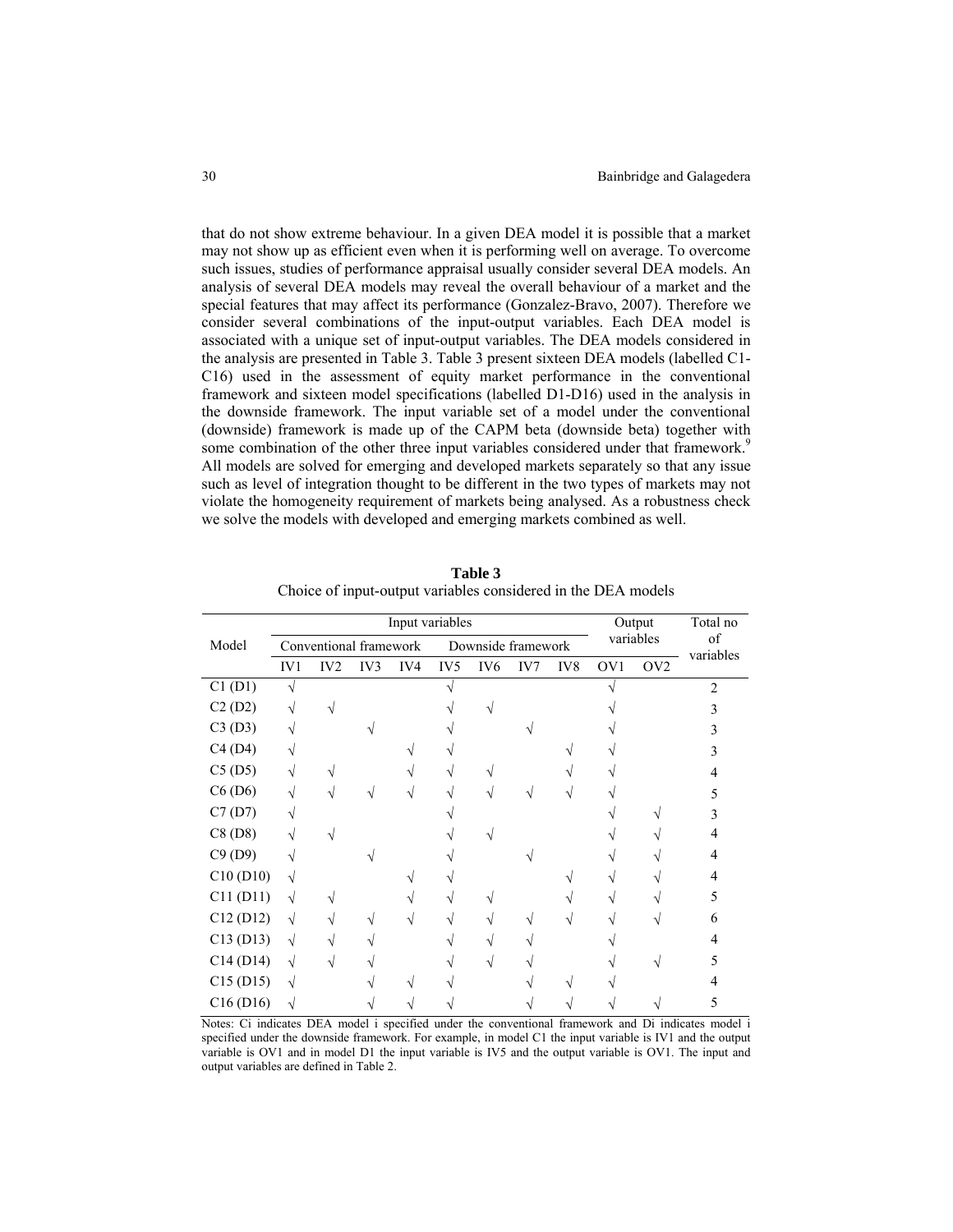that do not show extreme behaviour. In a given DEA model it is possible that a market may not show up as efficient even when it is performing well on average. To overcome such issues, studies of performance appraisal usually consider several DEA models. An analysis of several DEA models may reveal the overall behaviour of a market and the special features that may affect its performance (Gonzalez-Bravo, 2007). Therefore we consider several combinations of the input-output variables. Each DEA model is associated with a unique set of input-output variables. The DEA models considered in the analysis are presented in Table 3. Table 3 present sixteen DEA models (labelled C1-C16) used in the assessment of equity market performance in the conventional framework and sixteen model specifications (labelled D1-D16) used in the analysis in the downside framework. The input variable set of a model under the conventional (downside) framework is made up of the CAPM beta (downside beta) together with some combination of the other three input variables considered under that framework.[9] All models are solved for emerging and developed markets separately so that any issue such as level of integration thought to be different in the two types of markets may not violate the homogeneity requirement of markets being analysed. As a robustness check we solve the models with developed and emerging markets combined as well.

**Table 3**
Choice of input-output variables considered in the DEA models

| Model | Input variables | | | | | | | | Output variables | | Total no of variables |
|---|---|---|---|---|---|---|---|---|---|---|---|
| | Conventional framework | | | | Downside framework | | | | | | |
| | IV1 | IV2 | IV3 | IV4 | IV5 | IV6 | IV7 | IV8 | OV1 | OV2 | |
| C1 (D1) | √ | | | | √ | | | | √ | | 2 |
| C2 (D2) | √ | √ | | | √ | √ | | | √ | | 3 |
| C3 (D3) | √ | | √ | | √ | | √ | | √ | | 3 |
| C4 (D4) | √ | | | √ | √ | | | √ | √ | | 3 |
| C5 (D5) | √ | √ | | √ | √ | √ | | √ | √ | | 4 |
| C6 (D6) | √ | √ | √ | √ | √ | √ | √ | √ | √ | | 5 |
| C7 (D7) | √ | | | | √ | | | | √ | √ | 3 |
| C8 (D8) | √ | √ | | | √ | √ | | | √ | √ | 4 |
| C9 (D9) | √ | | √ | | √ | | √ | | √ | √ | 4 |
| C10 (D10) | √ | | | √ | √ | | | √ | √ | √ | 4 |
| C11 (D11) | √ | √ | | √ | √ | √ | | √ | √ | √ | 5 |
| C12 (D12) | √ | √ | √ | √ | √ | √ | √ | √ | √ | √ | 6 |
| C13 (D13) | √ | √ | √ | | √ | √ | √ | | √ | | 4 |
| C14 (D14) | √ | √ | √ | | √ | √ | √ | | √ | √ | 5 |
| C15 (D15) | √ | | √ | √ | √ | | √ | √ | √ | | 4 |
| C16 (D16) | √ | | √ | √ | √ | | √ | √ | √ | √ | 5 |

Notes: Ci indicates DEA model i specified under the conventional framework and Di indicates model i specified under the downside framework. For example, in model C1 the input variable is IV1 and the output variable is OV1 and in model D1 the input variable is IV5 and the output variable is OV1. The input and output variables are defined in Table 2.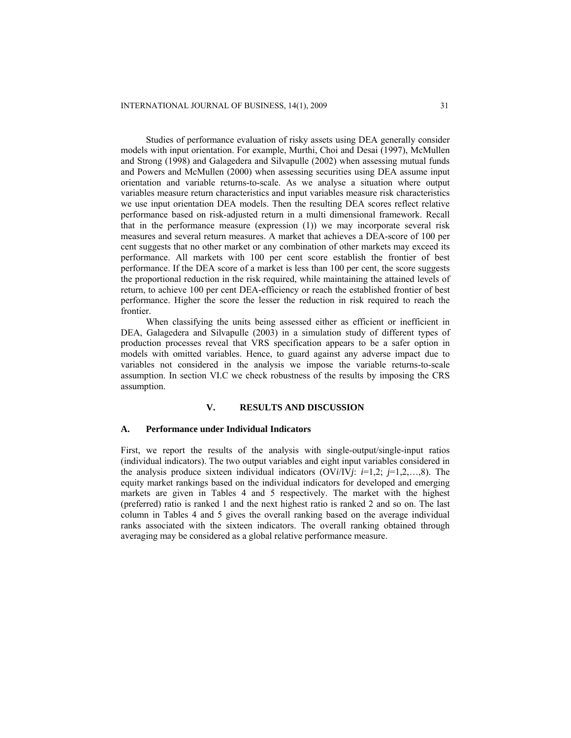Studies of performance evaluation of risky assets using DEA generally consider models with input orientation. For example, Murthi, Choi and Desai (1997), McMullen and Strong (1998) and Galagedera and Silvapulle (2002) when assessing mutual funds and Powers and McMullen (2000) when assessing securities using DEA assume input orientation and variable returns-to-scale. As we analyse a situation where output variables measure return characteristics and input variables measure risk characteristics we use input orientation DEA models. Then the resulting DEA scores reflect relative performance based on risk-adjusted return in a multi dimensional framework. Recall that in the performance measure (expression (1)) we may incorporate several risk measures and several return measures. A market that achieves a DEA-score of 100 per cent suggests that no other market or any combination of other markets may exceed its performance. All markets with 100 per cent score establish the frontier of best performance. If the DEA score of a market is less than 100 per cent, the score suggests the proportional reduction in the risk required, while maintaining the attained levels of return, to achieve 100 per cent DEA-efficiency or reach the established frontier of best performance. Higher the score the lesser the reduction in risk required to reach the frontier.

When classifying the units being assessed either as efficient or inefficient in DEA, Galagedera and Silvapulle (2003) in a simulation study of different types of production processes reveal that VRS specification appears to be a safer option in models with omitted variables. Hence, to guard against any adverse impact due to variables not considered in the analysis we impose the variable returns-to-scale assumption. In section VI.C we check robustness of the results by imposing the CRS assumption.

## V. RESULTS AND DISCUSSION

### A. Performance under Individual Indicators

First, we report the results of the analysis with single-output/single-input ratios (individual indicators). The two output variables and eight input variables considered in the analysis produce sixteen individual indicators (OV$i$/IV$j$: $i$=1,2; $j$=1,2,…,8). The equity market rankings based on the individual indicators for developed and emerging markets are given in Tables 4 and 5 respectively. The market with the highest (preferred) ratio is ranked 1 and the next highest ratio is ranked 2 and so on. The last column in Tables 4 and 5 gives the overall ranking based on the average individual ranks associated with the sixteen indicators. The overall ranking obtained through averaging may be considered as a global relative performance measure.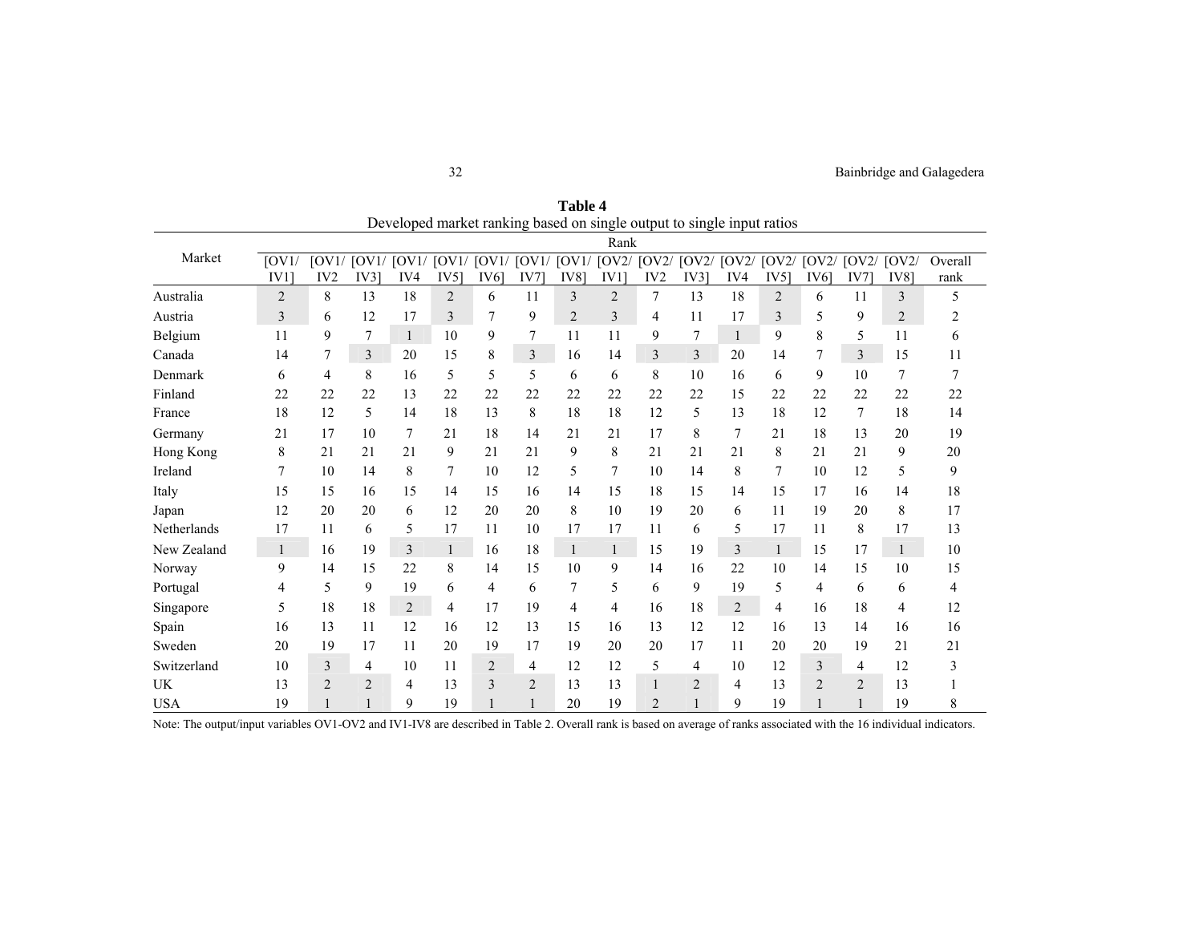**Table 4**
Developed market ranking based on single output to single input ratios

| Market | Rank | | | | | | | | | | | | | | | | |
|---|---|---|---|---|---|---|---|---|---|---|---|---|---|---|---|---|---|
| | [OV1/ IV1] | [OV1/ IV2 | [OV1/ IV3] | [OV1/ IV4 | [OV1/ IV5] | [OV1/ IV6] | [OV1/ IV7] | [OV1/ IV8] | [OV2/ IV1] | [OV2/ IV2 | [OV2/ IV3] | [OV2/ IV4 | [OV2/ IV5] | [OV2/ IV6] | [OV2/ IV7] | [OV2/ IV8] | Overall rank |
| Australia | 2 | 8 | 13 | 18 | 2 | 6 | 11 | 3 | 2 | 7 | 13 | 18 | 2 | 6 | 11 | 3 | 5 |
| Austria | 3 | 6 | 12 | 17 | 3 | 7 | 9 | 2 | 3 | 4 | 11 | 17 | 3 | 5 | 9 | 2 | 2 |
| Belgium | 11 | 9 | 7 | 1 | 10 | 9 | 7 | 11 | 11 | 9 | 7 | 1 | 9 | 8 | 5 | 11 | 6 |
| Canada | 14 | 7 | 3 | 20 | 15 | 8 | 3 | 16 | 14 | 3 | 3 | 20 | 14 | 7 | 3 | 15 | 11 |
| Denmark | 6 | 4 | 8 | 16 | 5 | 5 | 5 | 6 | 6 | 8 | 10 | 16 | 6 | 9 | 10 | 7 | 7 |
| Finland | 22 | 22 | 22 | 13 | 22 | 22 | 22 | 22 | 22 | 22 | 22 | 15 | 22 | 22 | 22 | 22 | 22 |
| France | 18 | 12 | 5 | 14 | 18 | 13 | 8 | 18 | 18 | 12 | 5 | 13 | 18 | 12 | 7 | 18 | 14 |
| Germany | 21 | 17 | 10 | 7 | 21 | 18 | 14 | 21 | 21 | 17 | 8 | 7 | 21 | 18 | 13 | 20 | 19 |
| Hong Kong | 8 | 21 | 21 | 21 | 9 | 21 | 21 | 9 | 8 | 21 | 21 | 21 | 8 | 21 | 21 | 9 | 20 |
| Ireland | 7 | 10 | 14 | 8 | 7 | 10 | 12 | 5 | 7 | 10 | 14 | 8 | 7 | 10 | 12 | 5 | 9 |
| Italy | 15 | 15 | 16 | 15 | 14 | 15 | 16 | 14 | 15 | 18 | 15 | 14 | 15 | 17 | 16 | 14 | 18 |
| Japan | 12 | 20 | 20 | 6 | 12 | 20 | 20 | 8 | 10 | 19 | 20 | 6 | 11 | 19 | 20 | 8 | 17 |
| Netherlands | 17 | 11 | 6 | 5 | 17 | 11 | 10 | 17 | 17 | 11 | 6 | 5 | 17 | 11 | 8 | 17 | 13 |
| New Zealand | 1 | 16 | 19 | 3 | 1 | 16 | 18 | 1 | 1 | 15 | 19 | 3 | 1 | 15 | 17 | 1 | 10 |
| Norway | 9 | 14 | 15 | 22 | 8 | 14 | 15 | 10 | 9 | 14 | 16 | 22 | 10 | 14 | 15 | 10 | 15 |
| Portugal | 4 | 5 | 9 | 19 | 6 | 4 | 6 | 7 | 5 | 6 | 9 | 19 | 5 | 4 | 6 | 6 | 4 |
| Singapore | 5 | 18 | 18 | 2 | 4 | 17 | 19 | 4 | 4 | 16 | 18 | 2 | 4 | 16 | 18 | 4 | 12 |
| Spain | 16 | 13 | 11 | 12 | 16 | 12 | 13 | 15 | 16 | 13 | 12 | 12 | 16 | 13 | 14 | 16 | 16 |
| Sweden | 20 | 19 | 17 | 11 | 20 | 19 | 17 | 19 | 20 | 20 | 17 | 11 | 20 | 20 | 19 | 21 | 21 |
| Switzerland | 10 | 3 | 4 | 10 | 11 | 2 | 4 | 12 | 12 | 5 | 4 | 10 | 12 | 3 | 4 | 12 | 3 |
| UK | 13 | 2 | 2 | 4 | 13 | 3 | 2 | 13 | 13 | 1 | 2 | 4 | 13 | 2 | 2 | 13 | 1 |
| USA | 19 | 1 | 1 | 9 | 19 | 1 | 1 | 20 | 19 | 2 | 1 | 9 | 19 | 1 | 1 | 19 | 8 |

Note: The output/input variables OV1-OV2 and IV1-IV8 are described in Table 2. Overall rank is based on average of ranks associated with the 16 individual indicators.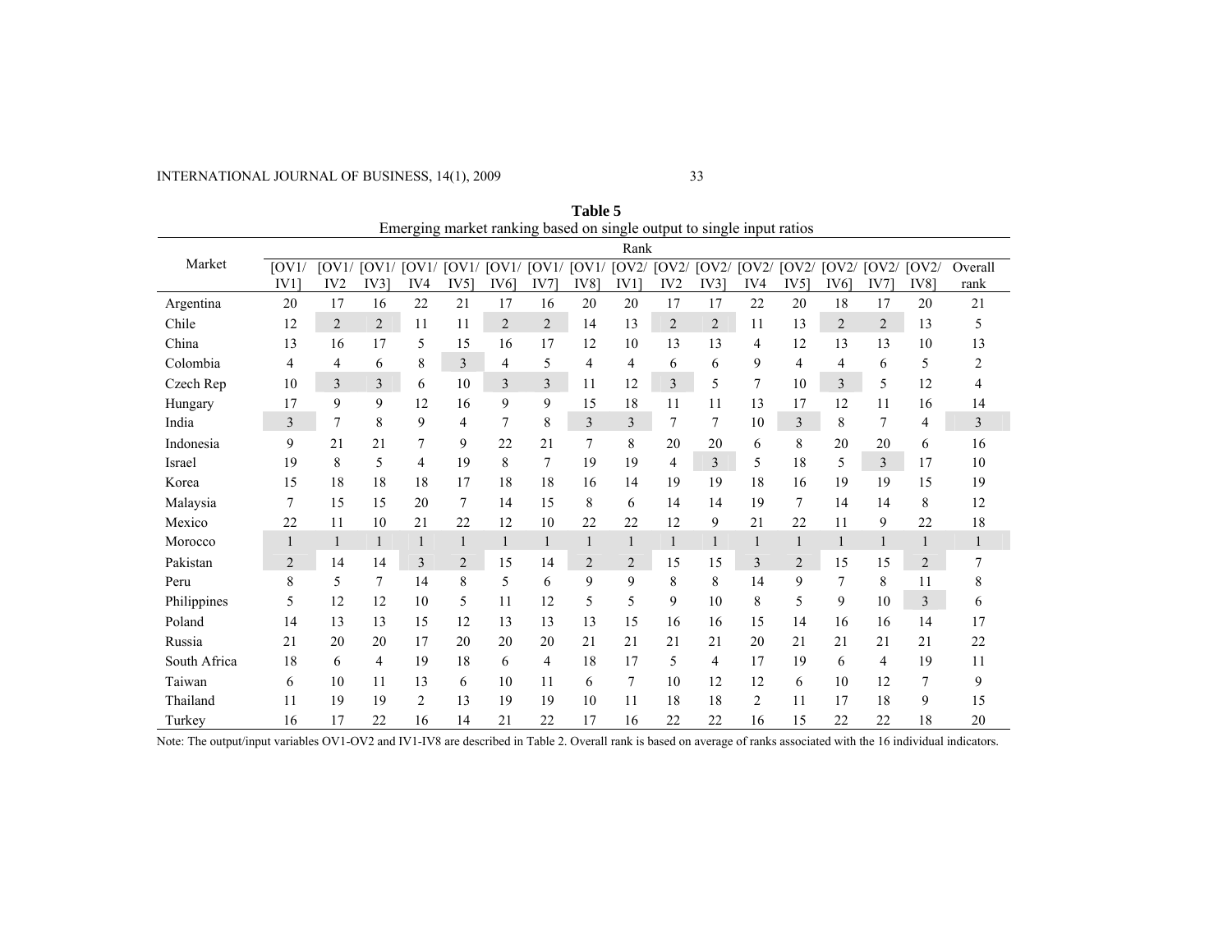**Table 5**
Emerging market ranking based on single output to single input ratios

| Market | Rank | | | | | | | | | | | | | | | | |
|---|---|---|---|---|---|---|---|---|---|---|---|---|---|---|---|---|---|
| | [OV1/ IV1] | [OV1/ IV2 | [OV1/ IV3] | [OV1/ IV4 | [OV1/ IV5] | [OV1/ IV6] | [OV1/ IV7] | [OV1/ IV8] | [OV2/ IV1] | [OV2/ IV2 | [OV2/ IV3] | [OV2/ IV4 | [OV2/ IV5] | [OV2/ IV6] | [OV2/ IV7] | [OV2/ IV8] | Overall rank |
| Argentina | 20 | 17 | 16 | 22 | 21 | 17 | 16 | 20 | 20 | 17 | 17 | 22 | 20 | 18 | 17 | 20 | 21 |
| Chile | 12 | 2 | 2 | 11 | 11 | 2 | 2 | 14 | 13 | 2 | 2 | 11 | 13 | 2 | 2 | 13 | 5 |
| China | 13 | 16 | 17 | 5 | 15 | 16 | 17 | 12 | 10 | 13 | 13 | 4 | 12 | 13 | 13 | 10 | 13 |
| Colombia | 4 | 4 | 6 | 8 | 3 | 4 | 5 | 4 | 4 | 6 | 6 | 9 | 4 | 4 | 6 | 5 | 2 |
| Czech Rep | 10 | 3 | 3 | 6 | 10 | 3 | 3 | 11 | 12 | 3 | 5 | 7 | 10 | 3 | 5 | 12 | 4 |
| Hungary | 17 | 9 | 9 | 12 | 16 | 9 | 9 | 15 | 18 | 11 | 11 | 13 | 17 | 12 | 11 | 16 | 14 |
| India | 3 | 7 | 8 | 9 | 4 | 7 | 8 | 3 | 3 | 7 | 7 | 10 | 3 | 8 | 7 | 4 | 3 |
| Indonesia | 9 | 21 | 21 | 7 | 9 | 22 | 21 | 7 | 8 | 20 | 20 | 6 | 8 | 20 | 20 | 6 | 16 |
| Israel | 19 | 8 | 5 | 4 | 19 | 8 | 7 | 19 | 19 | 4 | 3 | 5 | 18 | 5 | 3 | 17 | 10 |
| Korea | 15 | 18 | 18 | 18 | 17 | 18 | 18 | 16 | 14 | 19 | 19 | 18 | 16 | 19 | 19 | 15 | 19 |
| Malaysia | 7 | 15 | 15 | 20 | 7 | 14 | 15 | 8 | 6 | 14 | 14 | 19 | 7 | 14 | 14 | 8 | 12 |
| Mexico | 22 | 11 | 10 | 21 | 22 | 12 | 10 | 22 | 22 | 12 | 9 | 21 | 22 | 11 | 9 | 22 | 18 |
| Morocco | 1 | 1 | 1 | 1 | 1 | 1 | 1 | 1 | 1 | 1 | 1 | 1 | 1 | 1 | 1 | 1 | 1 |
| Pakistan | 2 | 14 | 14 | 3 | 2 | 15 | 14 | 2 | 2 | 15 | 15 | 3 | 2 | 15 | 15 | 2 | 7 |
| Peru | 8 | 5 | 7 | 14 | 8 | 5 | 6 | 9 | 9 | 8 | 8 | 14 | 9 | 7 | 8 | 11 | 8 |
| Philippines | 5 | 12 | 12 | 10 | 5 | 11 | 12 | 5 | 5 | 9 | 10 | 8 | 5 | 9 | 10 | 3 | 6 |
| Poland | 14 | 13 | 13 | 15 | 12 | 13 | 13 | 13 | 15 | 16 | 16 | 15 | 14 | 16 | 16 | 14 | 17 |
| Russia | 21 | 20 | 20 | 17 | 20 | 20 | 20 | 21 | 21 | 21 | 21 | 20 | 21 | 21 | 21 | 21 | 22 |
| South Africa | 18 | 6 | 4 | 19 | 18 | 6 | 4 | 18 | 17 | 5 | 4 | 17 | 19 | 6 | 4 | 19 | 11 |
| Taiwan | 6 | 10 | 11 | 13 | 6 | 10 | 11 | 6 | 7 | 10 | 12 | 12 | 6 | 10 | 12 | 7 | 9 |
| Thailand | 11 | 19 | 19 | 2 | 13 | 19 | 19 | 10 | 11 | 18 | 18 | 2 | 11 | 17 | 18 | 9 | 15 |
| Turkey | 16 | 17 | 22 | 16 | 14 | 21 | 22 | 17 | 16 | 22 | 22 | 16 | 15 | 22 | 22 | 18 | 20 |

Note: The output/input variables OV1-OV2 and IV1-IV8 are described in Table 2. Overall rank is based on average of ranks associated with the 16 individual indicators.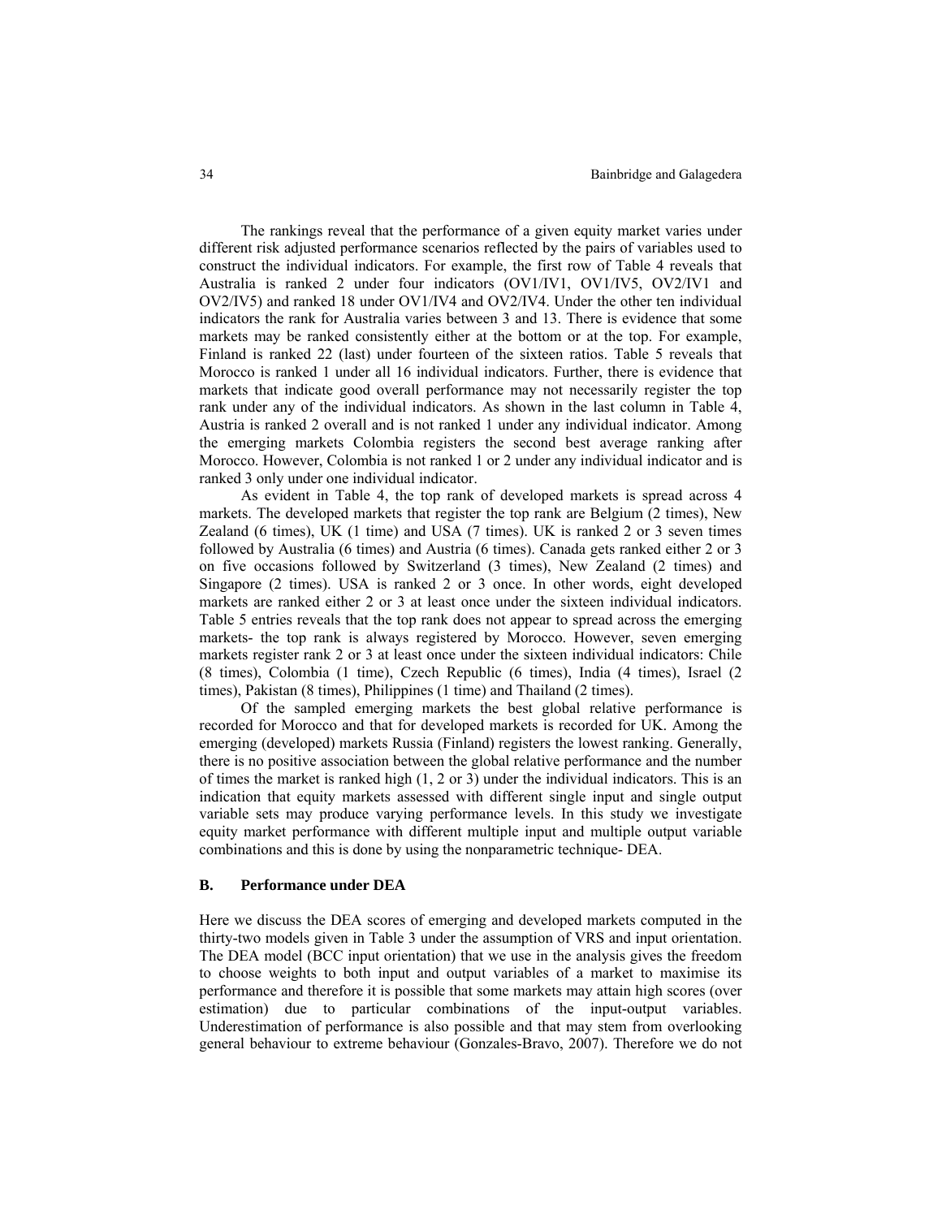The rankings reveal that the performance of a given equity market varies under different risk adjusted performance scenarios reflected by the pairs of variables used to construct the individual indicators. For example, the first row of Table 4 reveals that Australia is ranked 2 under four indicators (OV1/IV1, OV1/IV5, OV2/IV1 and OV2/IV5) and ranked 18 under OV1/IV4 and OV2/IV4. Under the other ten individual indicators the rank for Australia varies between 3 and 13. There is evidence that some markets may be ranked consistently either at the bottom or at the top. For example, Finland is ranked 22 (last) under fourteen of the sixteen ratios. Table 5 reveals that Morocco is ranked 1 under all 16 individual indicators. Further, there is evidence that markets that indicate good overall performance may not necessarily register the top rank under any of the individual indicators. As shown in the last column in Table 4, Austria is ranked 2 overall and is not ranked 1 under any individual indicator. Among the emerging markets Colombia registers the second best average ranking after Morocco. However, Colombia is not ranked 1 or 2 under any individual indicator and is ranked 3 only under one individual indicator.

As evident in Table 4, the top rank of developed markets is spread across 4 markets. The developed markets that register the top rank are Belgium (2 times), New Zealand (6 times), UK (1 time) and USA (7 times). UK is ranked 2 or 3 seven times followed by Australia (6 times) and Austria (6 times). Canada gets ranked either 2 or 3 on five occasions followed by Switzerland (3 times), New Zealand (2 times) and Singapore (2 times). USA is ranked 2 or 3 once. In other words, eight developed markets are ranked either 2 or 3 at least once under the sixteen individual indicators. Table 5 entries reveals that the top rank does not appear to spread across the emerging markets- the top rank is always registered by Morocco. However, seven emerging markets register rank 2 or 3 at least once under the sixteen individual indicators: Chile (8 times), Colombia (1 time), Czech Republic (6 times), India (4 times), Israel (2 times), Pakistan (8 times), Philippines (1 time) and Thailand (2 times).

Of the sampled emerging markets the best global relative performance is recorded for Morocco and that for developed markets is recorded for UK. Among the emerging (developed) markets Russia (Finland) registers the lowest ranking. Generally, there is no positive association between the global relative performance and the number of times the market is ranked high (1, 2 or 3) under the individual indicators. This is an indication that equity markets assessed with different single input and single output variable sets may produce varying performance levels. In this study we investigate equity market performance with different multiple input and multiple output variable combinations and this is done by using the nonparametric technique- DEA.

### B. Performance under DEA

Here we discuss the DEA scores of emerging and developed markets computed in the thirty-two models given in Table 3 under the assumption of VRS and input orientation. The DEA model (BCC input orientation) that we use in the analysis gives the freedom to choose weights to both input and output variables of a market to maximise its performance and therefore it is possible that some markets may attain high scores (over estimation) due to particular combinations of the input-output variables. Underestimation of performance is also possible and that may stem from overlooking general behaviour to extreme behaviour (Gonzales-Bravo, 2007). Therefore we do not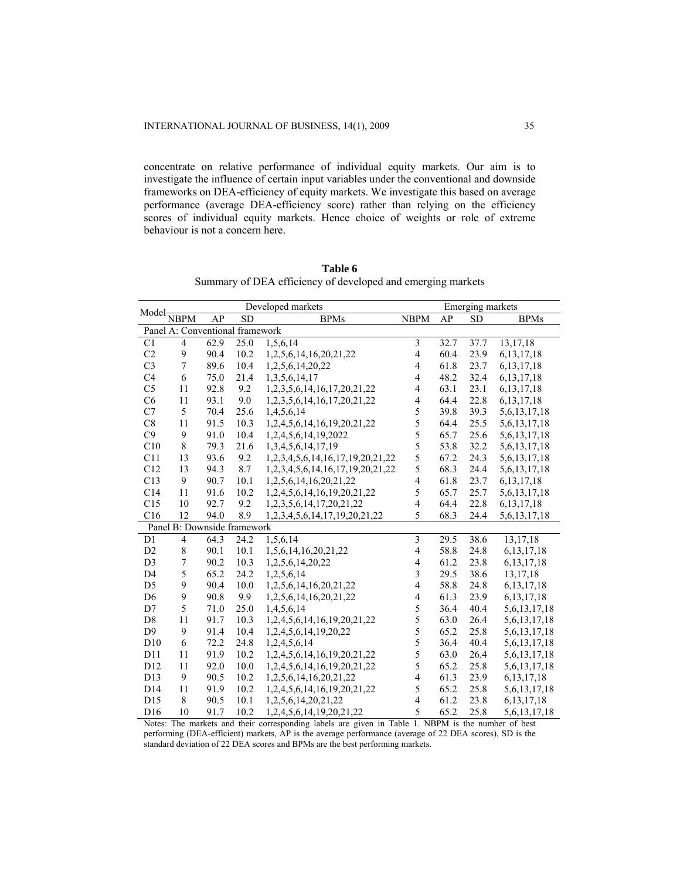concentrate on relative performance of individual equity markets. Our aim is to investigate the influence of certain input variables under the conventional and downside frameworks on DEA-efficiency of equity markets. We investigate this based on average performance (average DEA-efficiency score) rather than relying on the efficiency scores of individual equity markets. Hence choice of weights or role of extreme behaviour is not a concern here.

**Table 6**
Summary of DEA efficiency of developed and emerging markets

| Model | Developed markets | | | | Emerging markets | | | |
|---|---|---|---|---|---|---|---|---|
| | NBPM | AP | SD | BPMs | NBPM | AP | SD | BPMs |
| **Panel A: Conventional framework** | | | | | | | | |
| C1 | 4 | 62.9 | 25.0 | 1,5,6,14 | 3 | 32.7 | 37.7 | 13,17,18 |
| C2 | 9 | 90.4 | 10.2 | 1,2,5,6,14,16,20,21,22 | 4 | 60.4 | 23.9 | 6,13,17,18 |
| C3 | 7 | 89.6 | 10.4 | 1,2,5,6,14,20,22 | 4 | 61.8 | 23.7 | 6,13,17,18 |
| C4 | 6 | 75.0 | 21.4 | 1,3,5,6,14,17 | 4 | 48.2 | 32.4 | 6,13,17,18 |
| C5 | 11 | 92.8 | 9.2 | 1,2,3,5,6,14,16,17,20,21,22 | 4 | 63.1 | 23.1 | 6,13,17,18 |
| C6 | 11 | 93.1 | 9.0 | 1,2,3,5,6,14,16,17,20,21,22 | 4 | 64.4 | 22.8 | 6,13,17,18 |
| C7 | 5 | 70.4 | 25.6 | 1,4,5,6,14 | 5 | 39.8 | 39.3 | 5,6,13,17,18 |
| C8 | 11 | 91.5 | 10.3 | 1,2,4,5,6,14,16,19,20,21,22 | 5 | 64.4 | 25.5 | 5,6,13,17,18 |
| C9 | 9 | 91.0 | 10.4 | 1,2,4,5,6,14,19,2022 | 5 | 65.7 | 25.6 | 5,6,13,17,18 |
| C10 | 8 | 79.3 | 21.6 | 1,3,4,5,6,14,17,19 | 5 | 53.8 | 32.2 | 5,6,13,17,18 |
| C11 | 13 | 93.6 | 9.2 | 1,2,3,4,5,6,14,16,17,19,20,21,22 | 5 | 67.2 | 24.3 | 5,6,13,17,18 |
| C12 | 13 | 94.3 | 8.7 | 1,2,3,4,5,6,14,16,17,19,20,21,22 | 5 | 68.3 | 24.4 | 5,6,13,17,18 |
| C13 | 9 | 90.7 | 10.1 | 1,2,5,6,14,16,20,21,22 | 4 | 61.8 | 23.7 | 6,13,17,18 |
| C14 | 11 | 91.6 | 10.2 | 1,2,4,5,6,14,16,19,20,21,22 | 5 | 65.7 | 25.7 | 5,6,13,17,18 |
| C15 | 10 | 92.7 | 9.2 | 1,2,3,5,6,14,17,20,21,22 | 4 | 64.4 | 22.8 | 6,13,17,18 |
| C16 | 12 | 94.0 | 8.9 | 1,2,3,4,5,6,14,17,19,20,21,22 | 5 | 68.3 | 24.4 | 5,6,13,17,18 |
| **Panel B: Downside framework** | | | | | | | | |
| D1 | 4 | 64.3 | 24.2 | 1,5,6,14 | 3 | 29.5 | 38.6 | 13,17,18 |
| D2 | 8 | 90.1 | 10.1 | 1,5,6,14,16,20,21,22 | 4 | 58.8 | 24.8 | 6,13,17,18 |
| D3 | 7 | 90.2 | 10.3 | 1,2,5,6,14,20,22 | 4 | 61.2 | 23.8 | 6,13,17,18 |
| D4 | 5 | 65.2 | 24.2 | 1,2,5,6,14 | 3 | 29.5 | 38.6 | 13,17,18 |
| D5 | 9 | 90.4 | 10.0 | 1,2,5,6,14,16,20,21,22 | 4 | 58.8 | 24.8 | 6,13,17,18 |
| D6 | 9 | 90.8 | 9.9 | 1,2,5,6,14,16,20,21,22 | 4 | 61.3 | 23.9 | 6,13,17,18 |
| D7 | 5 | 71.0 | 25.0 | 1,4,5,6,14 | 5 | 36.4 | 40.4 | 5,6,13,17,18 |
| D8 | 11 | 91.7 | 10.3 | 1,2,4,5,6,14,16,19,20,21,22 | 5 | 63.0 | 26.4 | 5,6,13,17,18 |
| D9 | 9 | 91.4 | 10.4 | 1,2,4,5,6,14,19,20,22 | 5 | 65.2 | 25.8 | 5,6,13,17,18 |
| D10 | 6 | 72.2 | 24.8 | 1,2,4,5,6,14 | 5 | 36.4 | 40.4 | 5,6,13,17,18 |
| D11 | 11 | 91.9 | 10.2 | 1,2,4,5,6,14,16,19,20,21,22 | 5 | 63.0 | 26.4 | 5,6,13,17,18 |
| D12 | 11 | 92.0 | 10.0 | 1,2,4,5,6,14,16,19,20,21,22 | 5 | 65.2 | 25.8 | 5,6,13,17,18 |
| D13 | 9 | 90.5 | 10.2 | 1,2,5,6,14,16,20,21,22 | 4 | 61.3 | 23.9 | 6,13,17,18 |
| D14 | 11 | 91.9 | 10.2 | 1,2,4,5,6,14,16,19,20,21,22 | 5 | 65.2 | 25.8 | 5,6,13,17,18 |
| D15 | 8 | 90.5 | 10.1 | 1,2,5,6,14,20,21,22 | 4 | 61.2 | 23.8 | 6,13,17,18 |
| D16 | 10 | 91.7 | 10.2 | 1,2,4,5,6,14,19,20,21,22 | 5 | 65.2 | 25.8 | 5,6,13,17,18 |

Notes: The markets and their corresponding labels are given in Table 1. NBPM is the number of best performing (DEA-efficient) markets, AP is the average performance (average of 22 DEA scores), SD is the standard deviation of 22 DEA scores and BPMs are the best performing markets.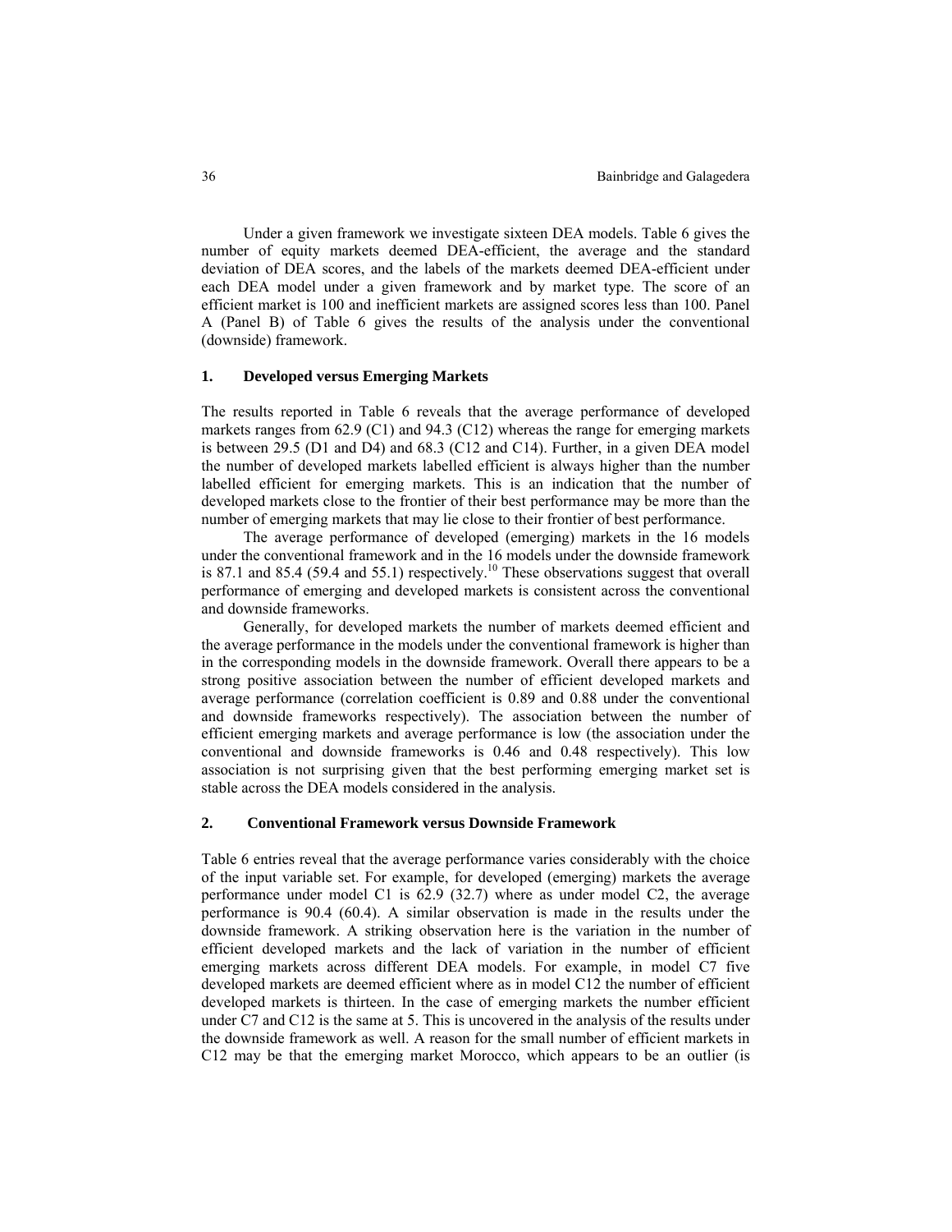Under a given framework we investigate sixteen DEA models. Table 6 gives the number of equity markets deemed DEA-efficient, the average and the standard deviation of DEA scores, and the labels of the markets deemed DEA-efficient under each DEA model under a given framework and by market type. The score of an efficient market is 100 and inefficient markets are assigned scores less than 100. Panel A (Panel B) of Table 6 gives the results of the analysis under the conventional (downside) framework.

## 1. Developed versus Emerging Markets

The results reported in Table 6 reveals that the average performance of developed markets ranges from 62.9 (C1) and 94.3 (C12) whereas the range for emerging markets is between 29.5 (D1 and D4) and 68.3 (C12 and C14). Further, in a given DEA model the number of developed markets labelled efficient is always higher than the number labelled efficient for emerging markets. This is an indication that the number of developed markets close to the frontier of their best performance may be more than the number of emerging markets that may lie close to their frontier of best performance.

The average performance of developed (emerging) markets in the 16 models under the conventional framework and in the 16 models under the downside framework is 87.1 and 85.4 (59.4 and 55.1) respectively.[10] These observations suggest that overall performance of emerging and developed markets is consistent across the conventional and downside frameworks.

Generally, for developed markets the number of markets deemed efficient and the average performance in the models under the conventional framework is higher than in the corresponding models in the downside framework. Overall there appears to be a strong positive association between the number of efficient developed markets and average performance (correlation coefficient is 0.89 and 0.88 under the conventional and downside frameworks respectively). The association between the number of efficient emerging markets and average performance is low (the association under the conventional and downside frameworks is 0.46 and 0.48 respectively). This low association is not surprising given that the best performing emerging market set is stable across the DEA models considered in the analysis.

## 2. Conventional Framework versus Downside Framework

Table 6 entries reveal that the average performance varies considerably with the choice of the input variable set. For example, for developed (emerging) markets the average performance under model C1 is 62.9 (32.7) where as under model C2, the average performance is 90.4 (60.4). A similar observation is made in the results under the downside framework. A striking observation here is the variation in the number of efficient developed markets and the lack of variation in the number of efficient emerging markets across different DEA models. For example, in model C7 five developed markets are deemed efficient where as in model C12 the number of efficient developed markets is thirteen. In the case of emerging markets the number efficient under C7 and C12 is the same at 5. This is uncovered in the analysis of the results under the downside framework as well. A reason for the small number of efficient markets in C12 may be that the emerging market Morocco, which appears to be an outlier (is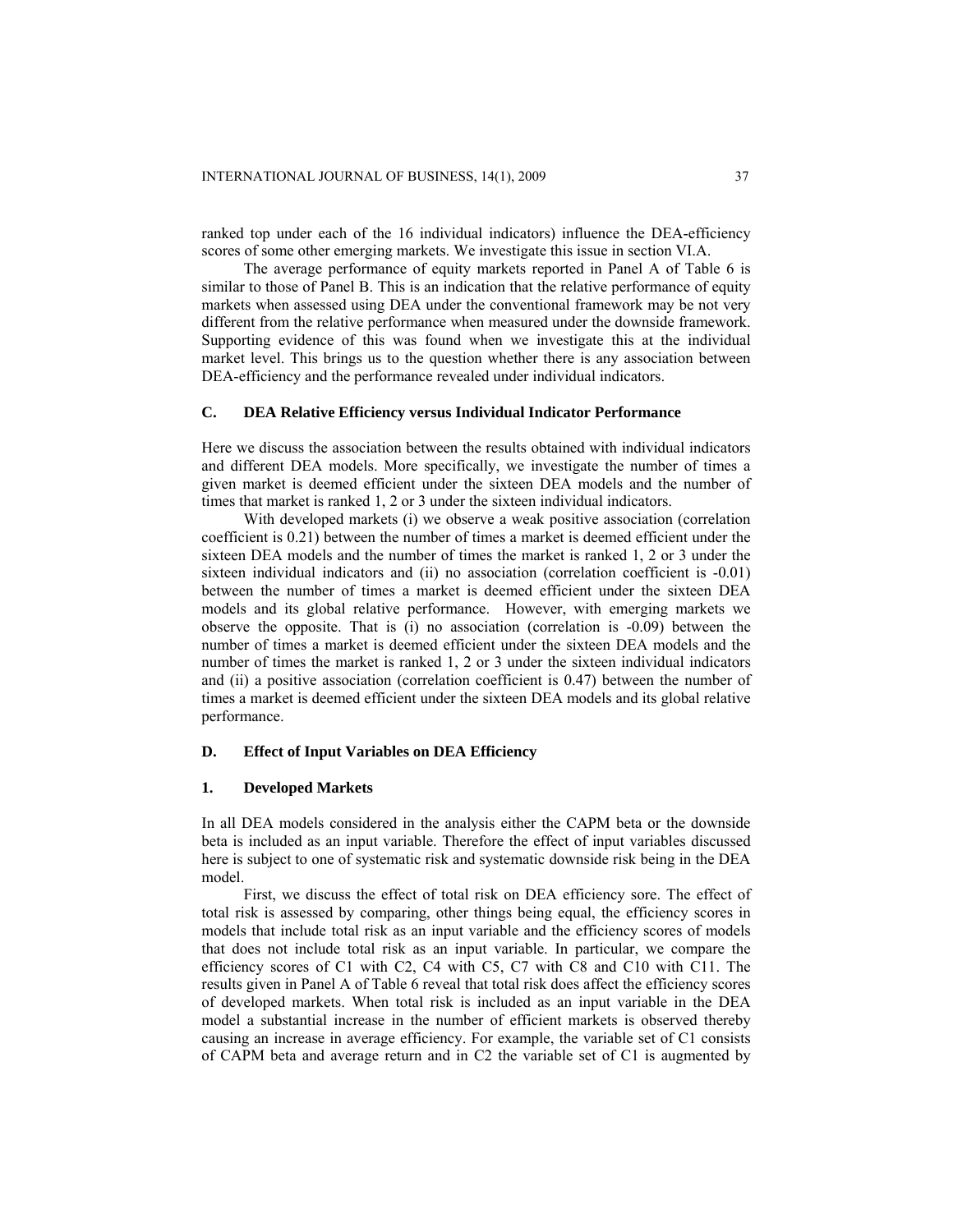ranked top under each of the 16 individual indicators) influence the DEA-efficiency scores of some other emerging markets. We investigate this issue in section VI.A.

The average performance of equity markets reported in Panel A of Table 6 is similar to those of Panel B. This is an indication that the relative performance of equity markets when assessed using DEA under the conventional framework may be not very different from the relative performance when measured under the downside framework. Supporting evidence of this was found when we investigate this at the individual market level. This brings us to the question whether there is any association between DEA-efficiency and the performance revealed under individual indicators.

### C. DEA Relative Efficiency versus Individual Indicator Performance

Here we discuss the association between the results obtained with individual indicators and different DEA models. More specifically, we investigate the number of times a given market is deemed efficient under the sixteen DEA models and the number of times that market is ranked 1, 2 or 3 under the sixteen individual indicators.

With developed markets (i) we observe a weak positive association (correlation coefficient is 0.21) between the number of times a market is deemed efficient under the sixteen DEA models and the number of times the market is ranked 1, 2 or 3 under the sixteen individual indicators and (ii) no association (correlation coefficient is -0.01) between the number of times a market is deemed efficient under the sixteen DEA models and its global relative performance. However, with emerging markets we observe the opposite. That is (i) no association (correlation is -0.09) between the number of times a market is deemed efficient under the sixteen DEA models and the number of times the market is ranked 1, 2 or 3 under the sixteen individual indicators and (ii) a positive association (correlation coefficient is 0.47) between the number of times a market is deemed efficient under the sixteen DEA models and its global relative performance.

### D. Effect of Input Variables on DEA Efficiency

#### 1. Developed Markets

In all DEA models considered in the analysis either the CAPM beta or the downside beta is included as an input variable. Therefore the effect of input variables discussed here is subject to one of systematic risk and systematic downside risk being in the DEA model.

First, we discuss the effect of total risk on DEA efficiency sore. The effect of total risk is assessed by comparing, other things being equal, the efficiency scores in models that include total risk as an input variable and the efficiency scores of models that does not include total risk as an input variable. In particular, we compare the efficiency scores of C1 with C2, C4 with C5, C7 with C8 and C10 with C11. The results given in Panel A of Table 6 reveal that total risk does affect the efficiency scores of developed markets. When total risk is included as an input variable in the DEA model a substantial increase in the number of efficient markets is observed thereby causing an increase in average efficiency. For example, the variable set of C1 consists of CAPM beta and average return and in C2 the variable set of C1 is augmented by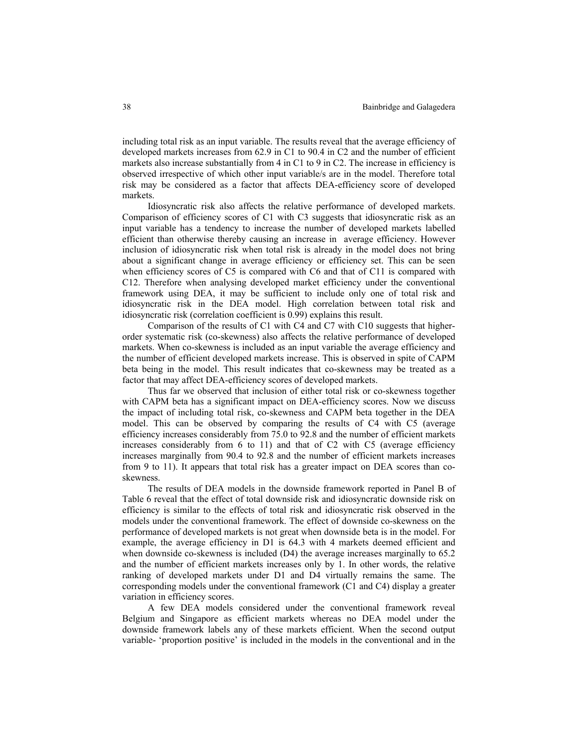including total risk as an input variable. The results reveal that the average efficiency of developed markets increases from 62.9 in C1 to 90.4 in C2 and the number of efficient markets also increase substantially from 4 in C1 to 9 in C2. The increase in efficiency is observed irrespective of which other input variable/s are in the model. Therefore total risk may be considered as a factor that affects DEA-efficiency score of developed markets.

Idiosyncratic risk also affects the relative performance of developed markets. Comparison of efficiency scores of C1 with C3 suggests that idiosyncratic risk as an input variable has a tendency to increase the number of developed markets labelled efficient than otherwise thereby causing an increase in average efficiency. However inclusion of idiosyncratic risk when total risk is already in the model does not bring about a significant change in average efficiency or efficiency set. This can be seen when efficiency scores of C5 is compared with C6 and that of C11 is compared with C12. Therefore when analysing developed market efficiency under the conventional framework using DEA, it may be sufficient to include only one of total risk and idiosyncratic risk in the DEA model. High correlation between total risk and idiosyncratic risk (correlation coefficient is 0.99) explains this result.

Comparison of the results of C1 with C4 and C7 with C10 suggests that higher-order systematic risk (co-skewness) also affects the relative performance of developed markets. When co-skewness is included as an input variable the average efficiency and the number of efficient developed markets increase. This is observed in spite of CAPM beta being in the model. This result indicates that co-skewness may be treated as a factor that may affect DEA-efficiency scores of developed markets.

Thus far we observed that inclusion of either total risk or co-skewness together with CAPM beta has a significant impact on DEA-efficiency scores. Now we discuss the impact of including total risk, co-skewness and CAPM beta together in the DEA model. This can be observed by comparing the results of C4 with C5 (average efficiency increases considerably from 75.0 to 92.8 and the number of efficient markets increases considerably from 6 to 11) and that of C2 with C5 (average efficiency increases marginally from 90.4 to 92.8 and the number of efficient markets increases from 9 to 11). It appears that total risk has a greater impact on DEA scores than co-skewness.

The results of DEA models in the downside framework reported in Panel B of Table 6 reveal that the effect of total downside risk and idiosyncratic downside risk on efficiency is similar to the effects of total risk and idiosyncratic risk observed in the models under the conventional framework. The effect of downside co-skewness on the performance of developed markets is not great when downside beta is in the model. For example, the average efficiency in D1 is 64.3 with 4 markets deemed efficient and when downside co-skewness is included (D4) the average increases marginally to 65.2 and the number of efficient markets increases only by 1. In other words, the relative ranking of developed markets under D1 and D4 virtually remains the same. The corresponding models under the conventional framework (C1 and C4) display a greater variation in efficiency scores.

A few DEA models considered under the conventional framework reveal Belgium and Singapore as efficient markets whereas no DEA model under the downside framework labels any of these markets efficient. When the second output variable- 'proportion positive' is included in the models in the conventional and in the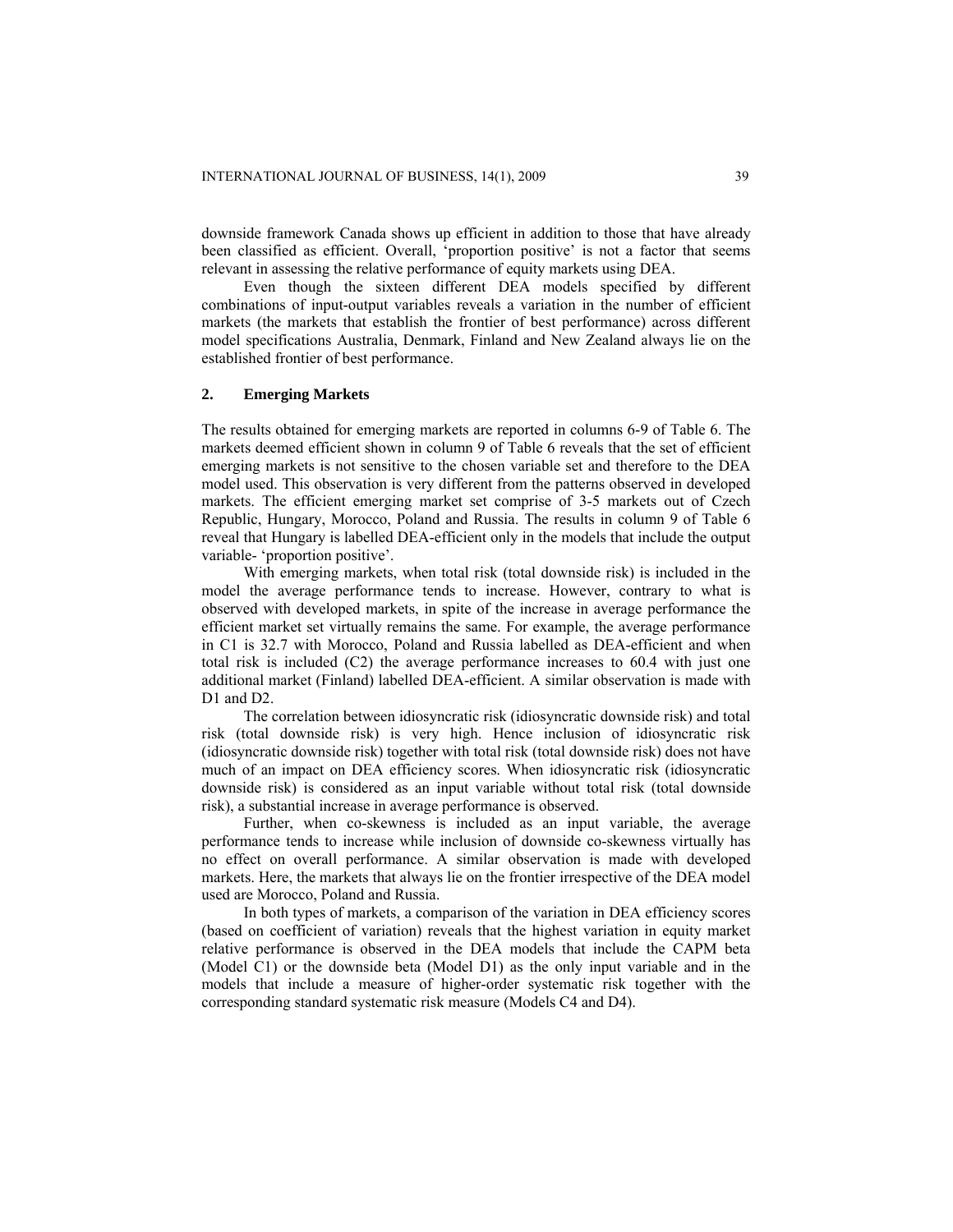downside framework Canada shows up efficient in addition to those that have already been classified as efficient. Overall, 'proportion positive' is not a factor that seems relevant in assessing the relative performance of equity markets using DEA.

Even though the sixteen different DEA models specified by different combinations of input-output variables reveals a variation in the number of efficient markets (the markets that establish the frontier of best performance) across different model specifications Australia, Denmark, Finland and New Zealand always lie on the established frontier of best performance.

## 2. Emerging Markets

The results obtained for emerging markets are reported in columns 6-9 of Table 6. The markets deemed efficient shown in column 9 of Table 6 reveals that the set of efficient emerging markets is not sensitive to the chosen variable set and therefore to the DEA model used. This observation is very different from the patterns observed in developed markets. The efficient emerging market set comprise of 3-5 markets out of Czech Republic, Hungary, Morocco, Poland and Russia. The results in column 9 of Table 6 reveal that Hungary is labelled DEA-efficient only in the models that include the output variable- 'proportion positive'.

With emerging markets, when total risk (total downside risk) is included in the model the average performance tends to increase. However, contrary to what is observed with developed markets, in spite of the increase in average performance the efficient market set virtually remains the same. For example, the average performance in C1 is 32.7 with Morocco, Poland and Russia labelled as DEA-efficient and when total risk is included (C2) the average performance increases to 60.4 with just one additional market (Finland) labelled DEA-efficient. A similar observation is made with D1 and D2.

The correlation between idiosyncratic risk (idiosyncratic downside risk) and total risk (total downside risk) is very high. Hence inclusion of idiosyncratic risk (idiosyncratic downside risk) together with total risk (total downside risk) does not have much of an impact on DEA efficiency scores. When idiosyncratic risk (idiosyncratic downside risk) is considered as an input variable without total risk (total downside risk), a substantial increase in average performance is observed.

Further, when co-skewness is included as an input variable, the average performance tends to increase while inclusion of downside co-skewness virtually has no effect on overall performance. A similar observation is made with developed markets. Here, the markets that always lie on the frontier irrespective of the DEA model used are Morocco, Poland and Russia.

In both types of markets, a comparison of the variation in DEA efficiency scores (based on coefficient of variation) reveals that the highest variation in equity market relative performance is observed in the DEA models that include the CAPM beta (Model C1) or the downside beta (Model D1) as the only input variable and in the models that include a measure of higher-order systematic risk together with the corresponding standard systematic risk measure (Models C4 and D4).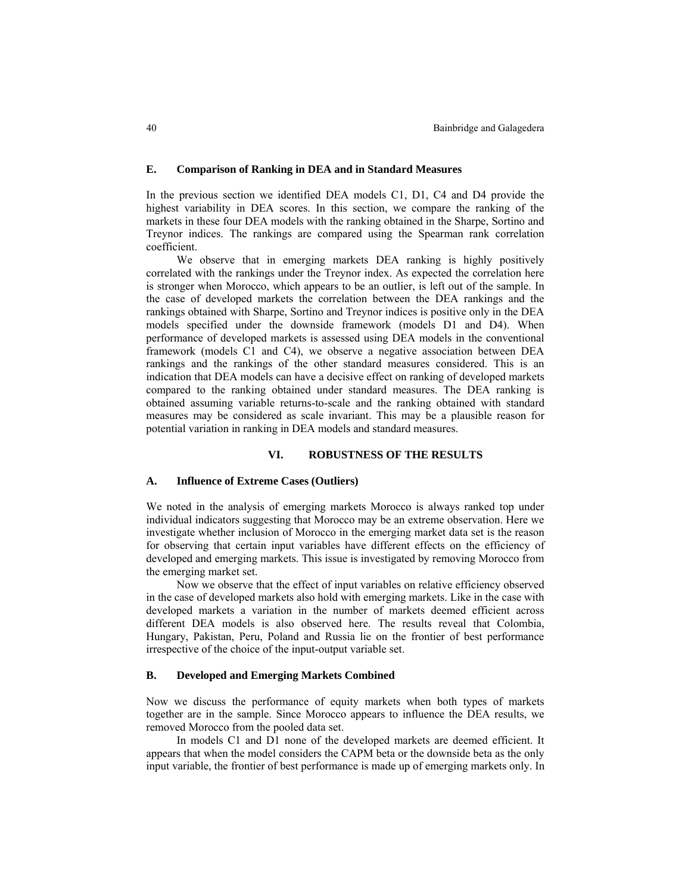### E. Comparison of Ranking in DEA and in Standard Measures

In the previous section we identified DEA models C1, D1, C4 and D4 provide the highest variability in DEA scores. In this section, we compare the ranking of the markets in these four DEA models with the ranking obtained in the Sharpe, Sortino and Treynor indices. The rankings are compared using the Spearman rank correlation coefficient.

We observe that in emerging markets DEA ranking is highly positively correlated with the rankings under the Treynor index. As expected the correlation here is stronger when Morocco, which appears to be an outlier, is left out of the sample. In the case of developed markets the correlation between the DEA rankings and the rankings obtained with Sharpe, Sortino and Treynor indices is positive only in the DEA models specified under the downside framework (models D1 and D4). When performance of developed markets is assessed using DEA models in the conventional framework (models C1 and C4), we observe a negative association between DEA rankings and the rankings of the other standard measures considered. This is an indication that DEA models can have a decisive effect on ranking of developed markets compared to the ranking obtained under standard measures. The DEA ranking is obtained assuming variable returns-to-scale and the ranking obtained with standard measures may be considered as scale invariant. This may be a plausible reason for potential variation in ranking in DEA models and standard measures.

## VI. ROBUSTNESS OF THE RESULTS

### A. Influence of Extreme Cases (Outliers)

We noted in the analysis of emerging markets Morocco is always ranked top under individual indicators suggesting that Morocco may be an extreme observation. Here we investigate whether inclusion of Morocco in the emerging market data set is the reason for observing that certain input variables have different effects on the efficiency of developed and emerging markets. This issue is investigated by removing Morocco from the emerging market set.

Now we observe that the effect of input variables on relative efficiency observed in the case of developed markets also hold with emerging markets. Like in the case with developed markets a variation in the number of markets deemed efficient across different DEA models is also observed here. The results reveal that Colombia, Hungary, Pakistan, Peru, Poland and Russia lie on the frontier of best performance irrespective of the choice of the input-output variable set.

### B. Developed and Emerging Markets Combined

Now we discuss the performance of equity markets when both types of markets together are in the sample. Since Morocco appears to influence the DEA results, we removed Morocco from the pooled data set.

In models C1 and D1 none of the developed markets are deemed efficient. It appears that when the model considers the CAPM beta or the downside beta as the only input variable, the frontier of best performance is made up of emerging markets only. In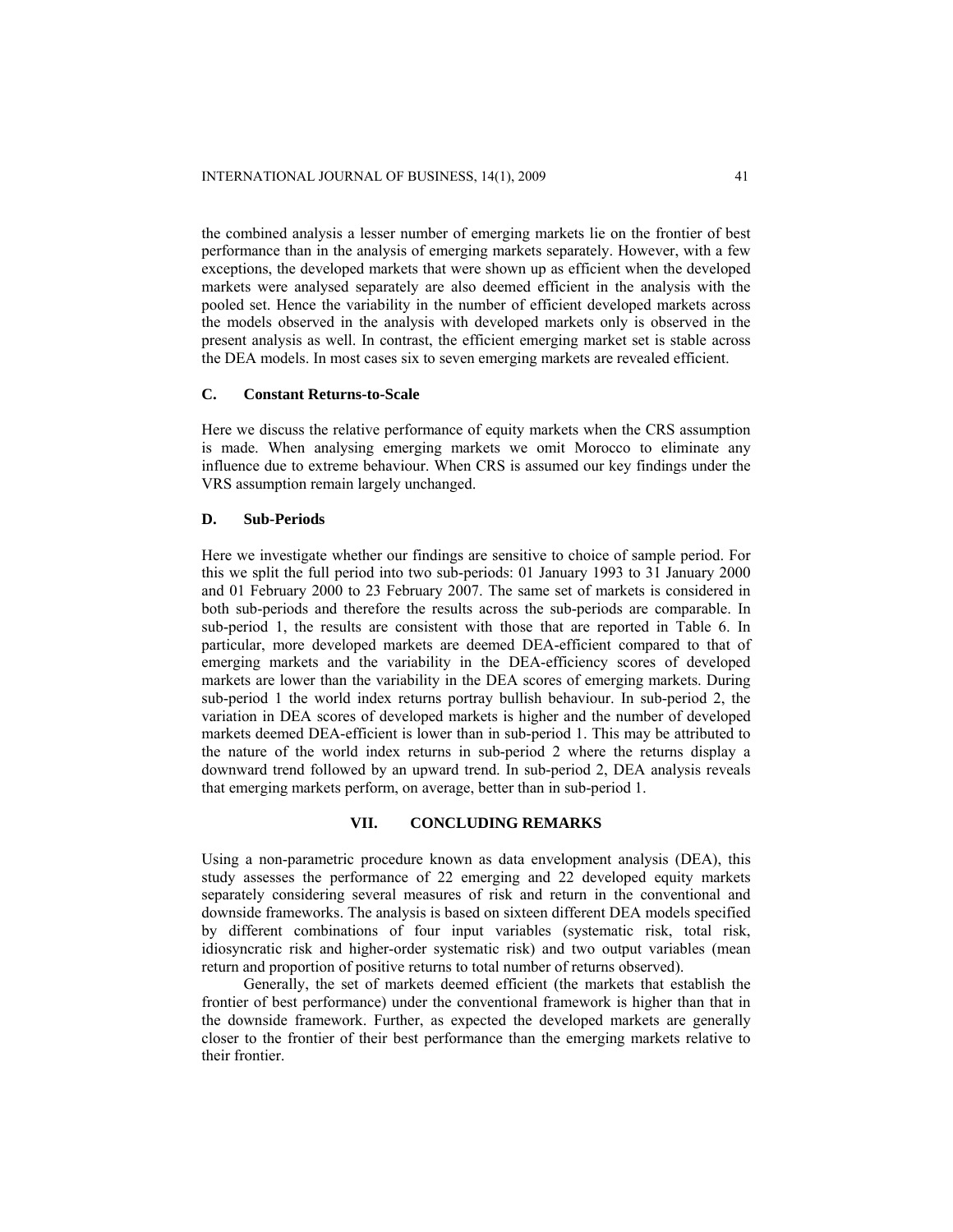the combined analysis a lesser number of emerging markets lie on the frontier of best performance than in the analysis of emerging markets separately. However, with a few exceptions, the developed markets that were shown up as efficient when the developed markets were analysed separately are also deemed efficient in the analysis with the pooled set. Hence the variability in the number of efficient developed markets across the models observed in the analysis with developed markets only is observed in the present analysis as well. In contrast, the efficient emerging market set is stable across the DEA models. In most cases six to seven emerging markets are revealed efficient.

### C. Constant Returns-to-Scale

Here we discuss the relative performance of equity markets when the CRS assumption is made. When analysing emerging markets we omit Morocco to eliminate any influence due to extreme behaviour. When CRS is assumed our key findings under the VRS assumption remain largely unchanged.

### D. Sub-Periods

Here we investigate whether our findings are sensitive to choice of sample period. For this we split the full period into two sub-periods: 01 January 1993 to 31 January 2000 and 01 February 2000 to 23 February 2007. The same set of markets is considered in both sub-periods and therefore the results across the sub-periods are comparable. In sub-period 1, the results are consistent with those that are reported in Table 6. In particular, more developed markets are deemed DEA-efficient compared to that of emerging markets and the variability in the DEA-efficiency scores of developed markets are lower than the variability in the DEA scores of emerging markets. During sub-period 1 the world index returns portray bullish behaviour. In sub-period 2, the variation in DEA scores of developed markets is higher and the number of developed markets deemed DEA-efficient is lower than in sub-period 1. This may be attributed to the nature of the world index returns in sub-period 2 where the returns display a downward trend followed by an upward trend. In sub-period 2, DEA analysis reveals that emerging markets perform, on average, better than in sub-period 1.

## VII. CONCLUDING REMARKS

Using a non-parametric procedure known as data envelopment analysis (DEA), this study assesses the performance of 22 emerging and 22 developed equity markets separately considering several measures of risk and return in the conventional and downside frameworks. The analysis is based on sixteen different DEA models specified by different combinations of four input variables (systematic risk, total risk, idiosyncratic risk and higher-order systematic risk) and two output variables (mean return and proportion of positive returns to total number of returns observed).

Generally, the set of markets deemed efficient (the markets that establish the frontier of best performance) under the conventional framework is higher than that in the downside framework. Further, as expected the developed markets are generally closer to the frontier of their best performance than the emerging markets relative to their frontier.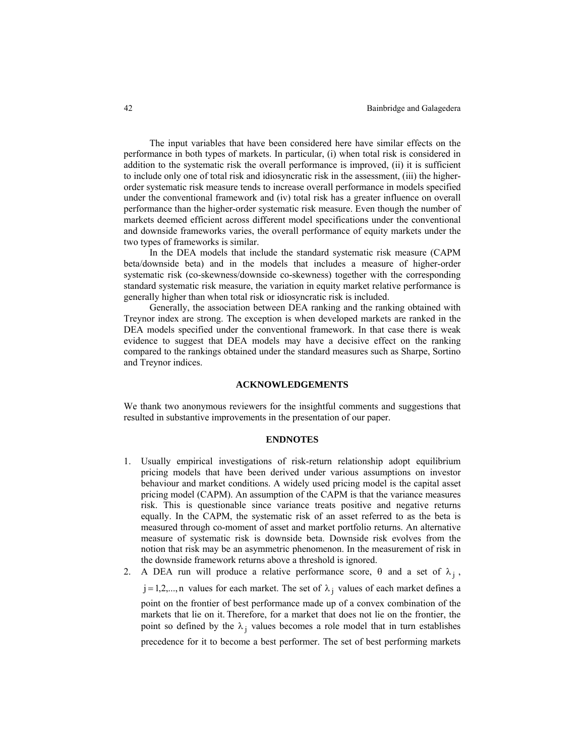The input variables that have been considered here have similar effects on the performance in both types of markets. In particular, (i) when total risk is considered in addition to the systematic risk the overall performance is improved, (ii) it is sufficient to include only one of total risk and idiosyncratic risk in the assessment, (iii) the higher-order systematic risk measure tends to increase overall performance in models specified under the conventional framework and (iv) total risk has a greater influence on overall performance than the higher-order systematic risk measure. Even though the number of markets deemed efficient across different model specifications under the conventional and downside frameworks varies, the overall performance of equity markets under the two types of frameworks is similar.

In the DEA models that include the standard systematic risk measure (CAPM beta/downside beta) and in the models that includes a measure of higher-order systematic risk (co-skewness/downside co-skewness) together with the corresponding standard systematic risk measure, the variation in equity market relative performance is generally higher than when total risk or idiosyncratic risk is included.

Generally, the association between DEA ranking and the ranking obtained with Treynor index are strong. The exception is when developed markets are ranked in the DEA models specified under the conventional framework. In that case there is weak evidence to suggest that DEA models may have a decisive effect on the ranking compared to the rankings obtained under the standard measures such as Sharpe, Sortino and Treynor indices.

## ACKNOWLEDGEMENTS

We thank two anonymous reviewers for the insightful comments and suggestions that resulted in substantive improvements in the presentation of our paper.

## ENDNOTES

1. Usually empirical investigations of risk-return relationship adopt equilibrium pricing models that have been derived under various assumptions on investor behaviour and market conditions. A widely used pricing model is the capital asset pricing model (CAPM). An assumption of the CAPM is that the variance measures risk. This is questionable since variance treats positive and negative returns equally. In the CAPM, the systematic risk of an asset referred to as the beta is measured through co-moment of asset and market portfolio returns. An alternative measure of systematic risk is downside beta. Downside risk evolves from the notion that risk may be an asymmetric phenomenon. In the measurement of risk in the downside framework returns above a threshold is ignored.
2. A DEA run will produce a relative performance score, $\theta$ and a set of $\lambda_j$, $j = 1,2,...,n$ values for each market. The set of $\lambda_j$ values of each market defines a point on the frontier of best performance made up of a convex combination of the markets that lie on it. Therefore, for a market that does not lie on the frontier, the point so defined by the $\lambda_j$ values becomes a role model that in turn establishes precedence for it to become a best performer. The set of best performing markets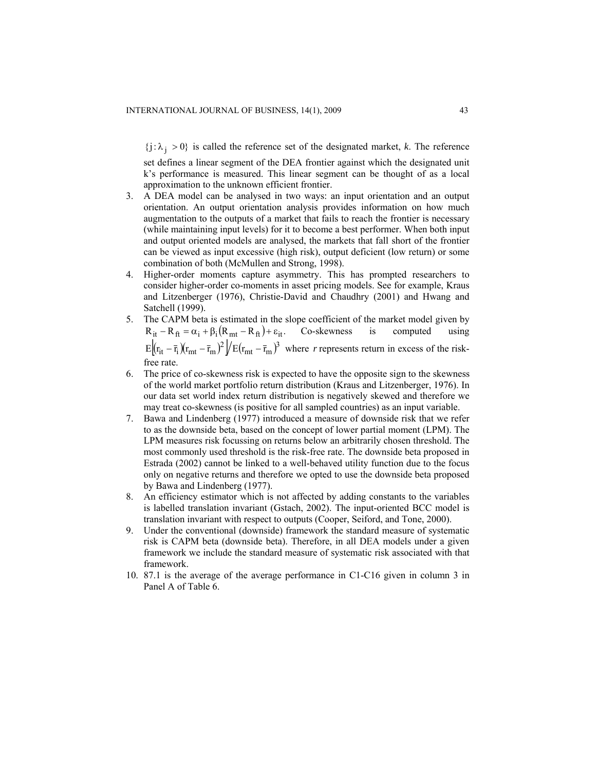$\{j : \lambda_j > 0\}$ is called the reference set of the designated market, *k*. The reference set defines a linear segment of the DEA frontier against which the designated unit k's performance is measured. This linear segment can be thought of as a local approximation to the unknown efficient frontier.

3. A DEA model can be analysed in two ways: an input orientation and an output orientation. An output orientation analysis provides information on how much augmentation to the outputs of a market that fails to reach the frontier is necessary (while maintaining input levels) for it to become a best performer. When both input and output oriented models are analysed, the markets that fall short of the frontier can be viewed as input excessive (high risk), output deficient (low return) or some combination of both (McMullen and Strong, 1998).
4. Higher-order moments capture asymmetry. This has prompted researchers to consider higher-order co-moments in asset pricing models. See for example, Kraus and Litzenberger (1976), Christie-David and Chaudhry (2001) and Hwang and Satchell (1999).
5. The CAPM beta is estimated in the slope coefficient of the market model given by $R_{it} - R_{ft} = \alpha_i + \beta_i(R_{mt} - R_{ft}) + \varepsilon_{it}$. Co-skewness is computed using $E\left[(r_{it} - \bar{r}_i)(r_{mt} - \bar{r}_m)^2\right] / E(r_{mt} - \bar{r}_m)^3$ where *r* represents return in excess of the risk-free rate.
6. The price of co-skewness risk is expected to have the opposite sign to the skewness of the world market portfolio return distribution (Kraus and Litzenberger, 1976). In our data set world index return distribution is negatively skewed and therefore we may treat co-skewness (is positive for all sampled countries) as an input variable.
7. Bawa and Lindenberg (1977) introduced a measure of downside risk that we refer to as the downside beta, based on the concept of lower partial moment (LPM). The LPM measures risk focussing on returns below an arbitrarily chosen threshold. The most commonly used threshold is the risk-free rate. The downside beta proposed in Estrada (2002) cannot be linked to a well-behaved utility function due to the focus only on negative returns and therefore we opted to use the downside beta proposed by Bawa and Lindenberg (1977).
8. An efficiency estimator which is not affected by adding constants to the variables is labelled translation invariant (Gstach, 2002). The input-oriented BCC model is translation invariant with respect to outputs (Cooper, Seiford, and Tone, 2000).
9. Under the conventional (downside) framework the standard measure of systematic risk is CAPM beta (downside beta). Therefore, in all DEA models under a given framework we include the standard measure of systematic risk associated with that framework.
10. 87.1 is the average of the average performance in C1-C16 given in column 3 in Panel A of Table 6.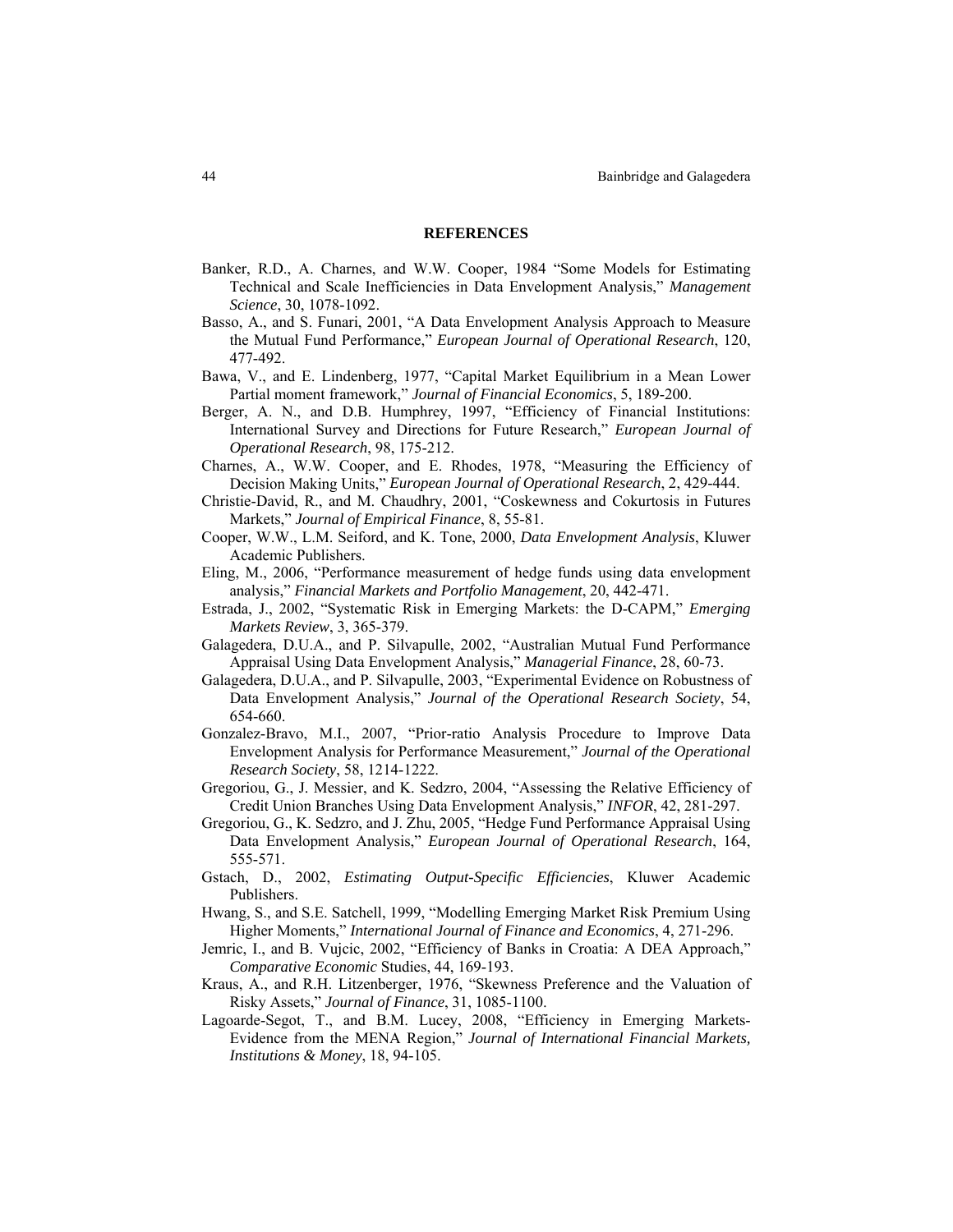## REFERENCES

Banker, R.D., A. Charnes, and W.W. Cooper, 1984 "Some Models for Estimating Technical and Scale Inefficiencies in Data Envelopment Analysis," *Management Science*, 30, 1078-1092.

Basso, A., and S. Funari, 2001, "A Data Envelopment Analysis Approach to Measure the Mutual Fund Performance," *European Journal of Operational Research*, 120, 477-492.

Bawa, V., and E. Lindenberg, 1977, "Capital Market Equilibrium in a Mean Lower Partial moment framework," *Journal of Financial Economics*, 5, 189-200.

Berger, A. N., and D.B. Humphrey, 1997, "Efficiency of Financial Institutions: International Survey and Directions for Future Research," *European Journal of Operational Research*, 98, 175-212.

Charnes, A., W.W. Cooper, and E. Rhodes, 1978, "Measuring the Efficiency of Decision Making Units," *European Journal of Operational Research*, 2, 429-444.

Christie-David, R., and M. Chaudhry, 2001, "Coskewness and Cokurtosis in Futures Markets," *Journal of Empirical Finance*, 8, 55-81.

Cooper, W.W., L.M. Seiford, and K. Tone, 2000, *Data Envelopment Analysis*, Kluwer Academic Publishers.

Eling, M., 2006, "Performance measurement of hedge funds using data envelopment analysis," *Financial Markets and Portfolio Management*, 20, 442-471.

Estrada, J., 2002, "Systematic Risk in Emerging Markets: the D-CAPM," *Emerging Markets Review*, 3, 365-379.

Galagedera, D.U.A., and P. Silvapulle, 2002, "Australian Mutual Fund Performance Appraisal Using Data Envelopment Analysis," *Managerial Finance*, 28, 60-73.

Galagedera, D.U.A., and P. Silvapulle, 2003, "Experimental Evidence on Robustness of Data Envelopment Analysis," *Journal of the Operational Research Society*, 54, 654-660.

Gonzalez-Bravo, M.I., 2007, "Prior-ratio Analysis Procedure to Improve Data Envelopment Analysis for Performance Measurement," *Journal of the Operational Research Society*, 58, 1214-1222.

Gregoriou, G., J. Messier, and K. Sedzro, 2004, "Assessing the Relative Efficiency of Credit Union Branches Using Data Envelopment Analysis," *INFOR*, 42, 281-297.

Gregoriou, G., K. Sedzro, and J. Zhu, 2005, "Hedge Fund Performance Appraisal Using Data Envelopment Analysis," *European Journal of Operational Research*, 164, 555-571.

Gstach, D., 2002, *Estimating Output-Specific Efficiencies*, Kluwer Academic Publishers.

Hwang, S., and S.E. Satchell, 1999, "Modelling Emerging Market Risk Premium Using Higher Moments," *International Journal of Finance and Economics*, 4, 271-296.

Jemric, I., and B. Vujcic, 2002, "Efficiency of Banks in Croatia: A DEA Approach," *Comparative Economic* Studies, 44, 169-193.

Kraus, A., and R.H. Litzenberger, 1976, "Skewness Preference and the Valuation of Risky Assets," *Journal of Finance*, 31, 1085-1100.

Lagoarde-Segot, T., and B.M. Lucey, 2008, "Efficiency in Emerging Markets-Evidence from the MENA Region," *Journal of International Financial Markets, Institutions & Money*, 18, 94-105.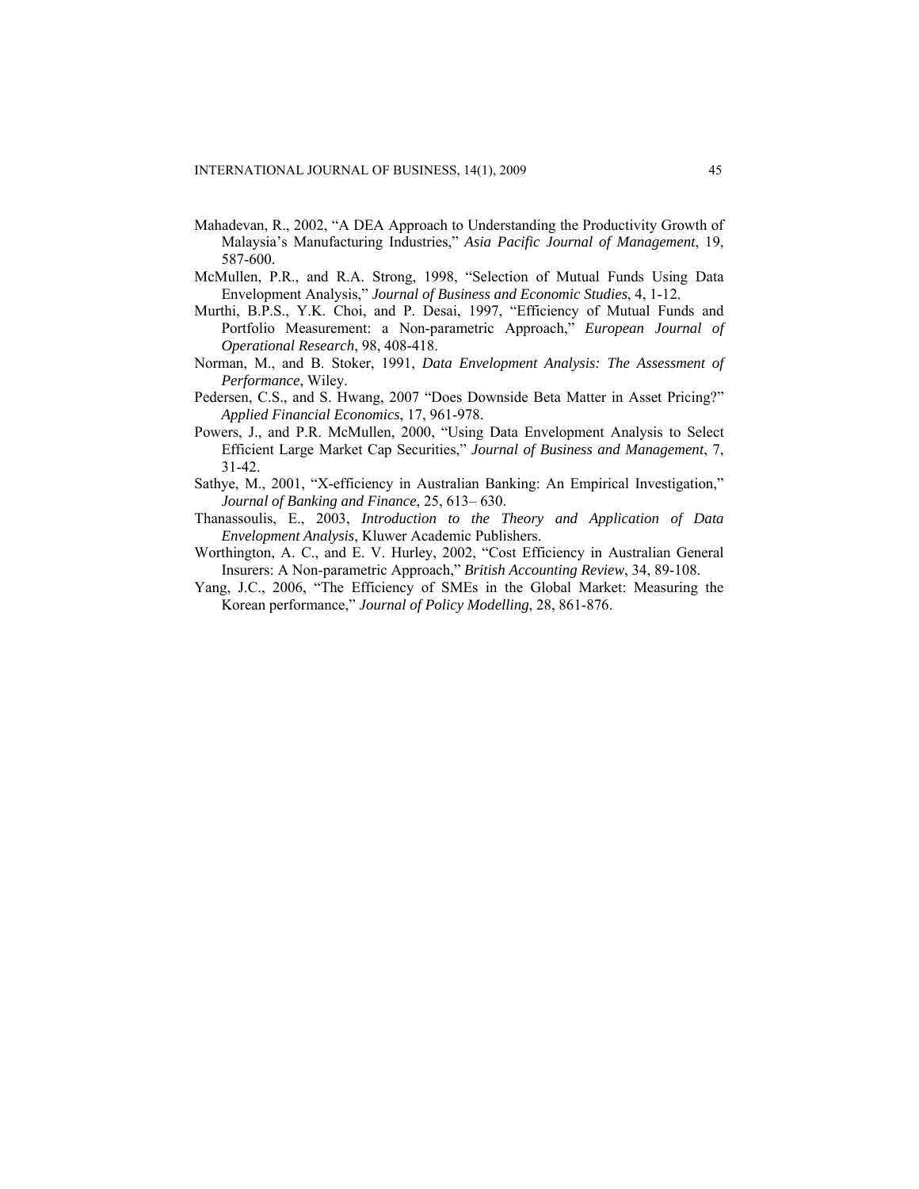Mahadevan, R., 2002, "A DEA Approach to Understanding the Productivity Growth of Malaysia's Manufacturing Industries," *Asia Pacific Journal of Management*, 19, 587-600.

McMullen, P.R., and R.A. Strong, 1998, "Selection of Mutual Funds Using Data Envelopment Analysis," *Journal of Business and Economic Studies*, 4, 1-12.

Murthi, B.P.S., Y.K. Choi, and P. Desai, 1997, "Efficiency of Mutual Funds and Portfolio Measurement: a Non-parametric Approach," *European Journal of Operational Research*, 98, 408-418.

Norman, M., and B. Stoker, 1991, *Data Envelopment Analysis: The Assessment of Performance*, Wiley.

Pedersen, C.S., and S. Hwang, 2007 "Does Downside Beta Matter in Asset Pricing?" *Applied Financial Economics*, 17, 961-978.

Powers, J., and P.R. McMullen, 2000, "Using Data Envelopment Analysis to Select Efficient Large Market Cap Securities," *Journal of Business and Management*, 7, 31-42.

Sathye, M., 2001, "X-efficiency in Australian Banking: An Empirical Investigation," *Journal of Banking and Finance*, 25, 613– 630.

Thanassoulis, E., 2003, *Introduction to the Theory and Application of Data Envelopment Analysis*, Kluwer Academic Publishers.

Worthington, A. C., and E. V. Hurley, 2002, "Cost Efficiency in Australian General Insurers: A Non-parametric Approach," *British Accounting Review*, 34, 89-108.

Yang, J.C., 2006, "The Efficiency of SMEs in the Global Market: Measuring the Korean performance," *Journal of Policy Modelling*, 28, 861-876.